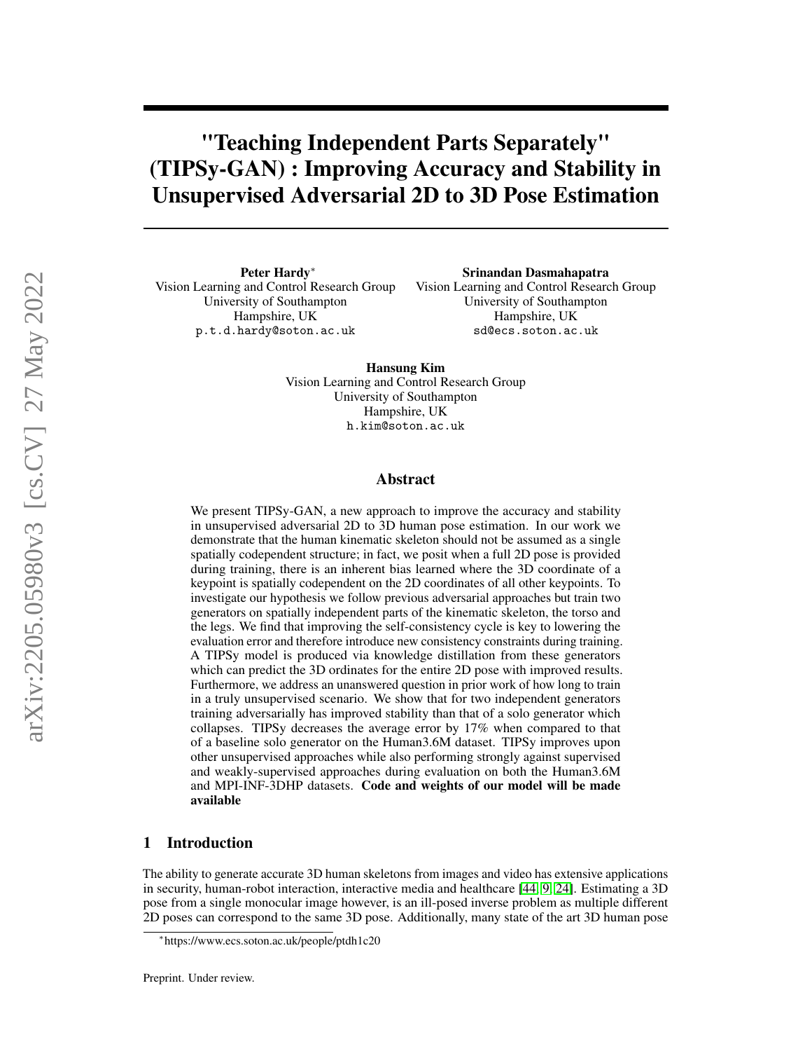# "Teaching Independent Parts Separately" (TIPSy-GAN) : Improving Accuracy and Stability in Unsupervised Adversarial 2D to 3D Pose Estimation

**Peter Hardy**[*]
Vision Learning and Control Research Group
University of Southampton
Hampshire, UK
p.t.d.hardy@soton.ac.uk

**Srinandan Dasmahapatra**
Vision Learning and Control Research Group
University of Southampton
Hampshire, UK
sd@ecs.soton.ac.uk

**Hansung Kim**
Vision Learning and Control Research Group
University of Southampton
Hampshire, UK
h.kim@soton.ac.uk

## Abstract

We present TIPSy-GAN, a new approach to improve the accuracy and stability in unsupervised adversarial 2D to 3D human pose estimation. In our work we demonstrate that the human kinematic skeleton should not be assumed as a single spatially codependent structure; in fact, we posit when a full 2D pose is provided during training, there is an inherent bias learned where the 3D coordinate of a keypoint is spatially codependent on the 2D coordinates of all other keypoints. To investigate our hypothesis we follow previous adversarial approaches but train two generators on spatially independent parts of the kinematic skeleton, the torso and the legs. We find that improving the self-consistency cycle is key to lowering the evaluation error and therefore introduce new consistency constraints during training. A TIPSy model is produced via knowledge distillation from these generators which can predict the 3D ordinates for the entire 2D pose with improved results. Furthermore, we address an unanswered question in prior work of how long to train in a truly unsupervised scenario. We show that for two independent generators training adversarially has improved stability than that of a solo generator which collapses. TIPSy decreases the average error by 17% when compared to that of a baseline solo generator on the Human3.6M dataset. TIPSy improves upon other unsupervised approaches while also performing strongly against supervised and weakly-supervised approaches during evaluation on both the Human3.6M and MPI-INF-3DHP datasets. **Code and weights of our model will be made available**

## 1 Introduction

The ability to generate accurate 3D human skeletons from images and video has extensive applications in security, human-robot interaction, interactive media and healthcare [44, 9, 24]. Estimating a 3D pose from a single monocular image however, is an ill-posed inverse problem as multiple different 2D poses can correspond to the same 3D pose. Additionally, many state of the art 3D human pose

[*] https://www.ecs.soton.ac.uk/people/ptdh1c20

Preprint. Under review.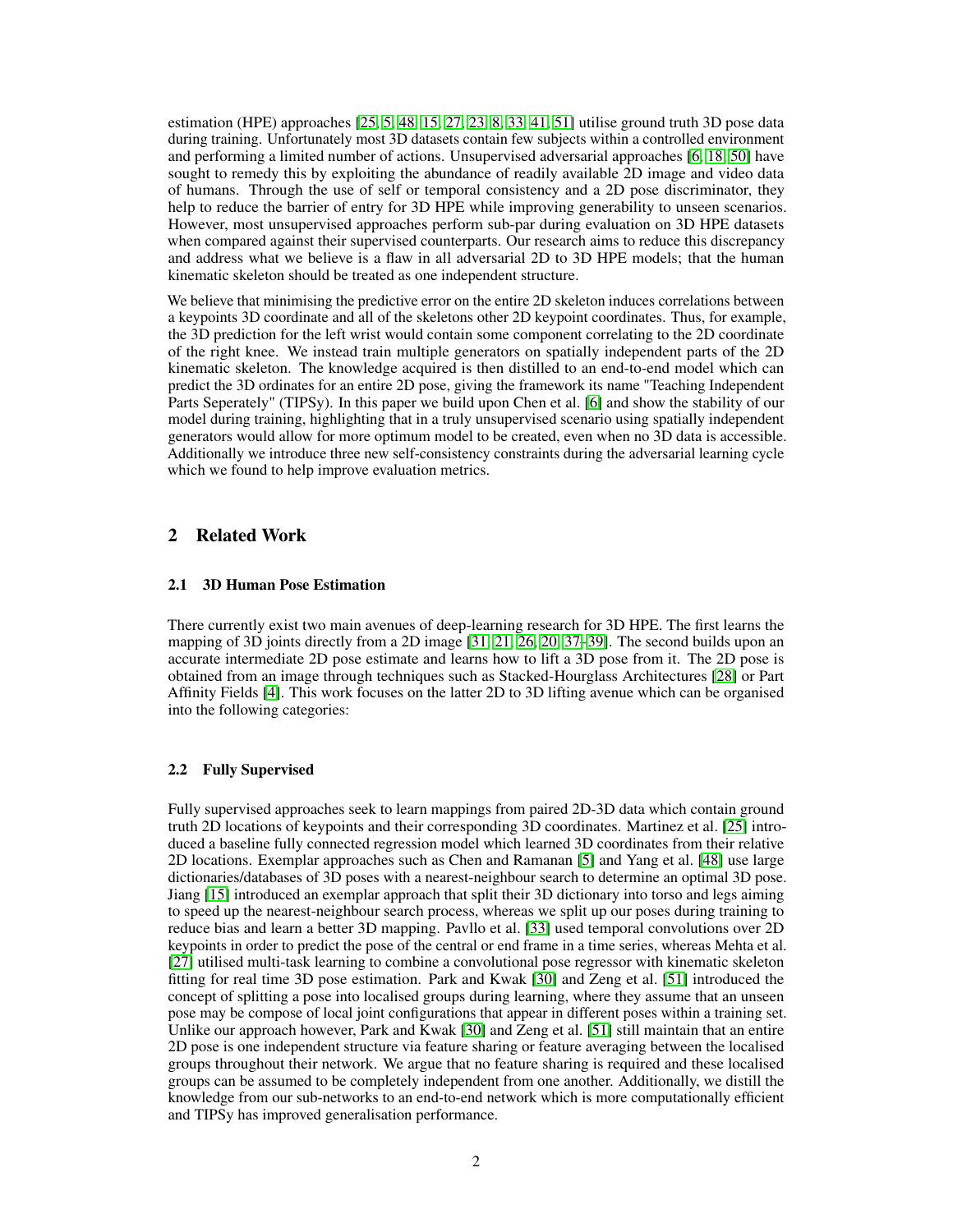estimation (HPE) approaches [25, 5, 48, 15, 27, 23, 8, 33, 41, 51] utilise ground truth 3D pose data during training. Unfortunately most 3D datasets contain few subjects within a controlled environment and performing a limited number of actions. Unsupervised adversarial approaches [6, 18, 50] have sought to remedy this by exploiting the abundance of readily available 2D image and video data of humans. Through the use of self or temporal consistency and a 2D pose discriminator, they help to reduce the barrier of entry for 3D HPE while improving generability to unseen scenarios. However, most unsupervised approaches perform sub-par during evaluation on 3D HPE datasets when compared against their supervised counterparts. Our research aims to reduce this discrepancy and address what we believe is a flaw in all adversarial 2D to 3D HPE models; that the human kinematic skeleton should be treated as one independent structure.

We believe that minimising the predictive error on the entire 2D skeleton induces correlations between a keypoints 3D coordinate and all of the skeletons other 2D keypoint coordinates. Thus, for example, the 3D prediction for the left wrist would contain some component correlating to the 2D coordinate of the right knee. We instead train multiple generators on spatially independent parts of the 2D kinematic skeleton. The knowledge acquired is then distilled to an end-to-end model which can predict the 3D ordinates for an entire 2D pose, giving the framework its name "Teaching Independent Parts Seperately" (TIPSy). In this paper we build upon Chen et al. [6] and show the stability of our model during training, highlighting that in a truly unsupervised scenario using spatially independent generators would allow for more optimum model to be created, even when no 3D data is accessible. Additionally we introduce three new self-consistency constraints during the adversarial learning cycle which we found to help improve evaluation metrics.

## 2 Related Work

### 2.1 3D Human Pose Estimation

There currently exist two main avenues of deep-learning research for 3D HPE. The first learns the mapping of 3D joints directly from a 2D image [31, 21, 26, 20, 37–39]. The second builds upon an accurate intermediate 2D pose estimate and learns how to lift a 3D pose from it. The 2D pose is obtained from an image through techniques such as Stacked-Hourglass Architectures [28] or Part Affinity Fields [4]. This work focuses on the latter 2D to 3D lifting avenue which can be organised into the following categories:

### 2.2 Fully Supervised

Fully supervised approaches seek to learn mappings from paired 2D-3D data which contain ground truth 2D locations of keypoints and their corresponding 3D coordinates. Martinez et al. [25] introduced a baseline fully connected regression model which learned 3D coordinates from their relative 2D locations. Exemplar approaches such as Chen and Ramanan [5] and Yang et al. [48] use large dictionaries/databases of 3D poses with a nearest-neighbour search to determine an optimal 3D pose. Jiang [15] introduced an exemplar approach that split their 3D dictionary into torso and legs aiming to speed up the nearest-neighbour search process, whereas we split up our poses during training to reduce bias and learn a better 3D mapping. Pavllo et al. [33] used temporal convolutions over 2D keypoints in order to predict the pose of the central or end frame in a time series, whereas Mehta et al. [27] utilised multi-task learning to combine a convolutional pose regressor with kinematic skeleton fitting for real time 3D pose estimation. Park and Kwak [30] and Zeng et al. [51] introduced the concept of splitting a pose into localised groups during learning, where they assume that an unseen pose may be compose of local joint configurations that appear in different poses within a training set. Unlike our approach however, Park and Kwak [30] and Zeng et al. [51] still maintain that an entire 2D pose is one independent structure via feature sharing or feature averaging between the localised groups throughout their network. We argue that no feature sharing is required and these localised groups can be assumed to be completely independent from one another. Additionally, we distill the knowledge from our sub-networks to an end-to-end network which is more computationally efficient and TIPSy has improved generalisation performance.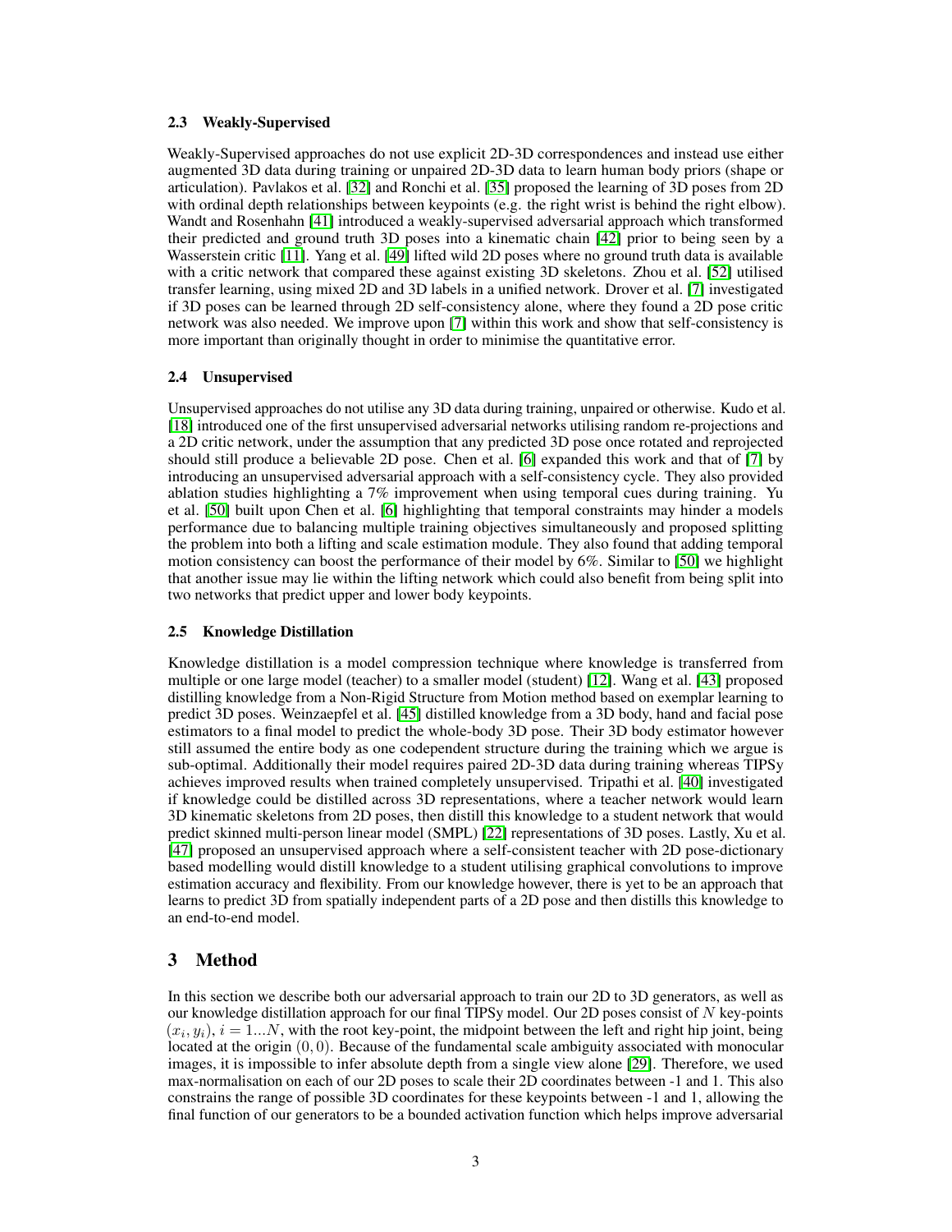### 2.3 Weakly-Supervised

Weakly-Supervised approaches do not use explicit 2D-3D correspondences and instead use either augmented 3D data during training or unpaired 2D-3D data to learn human body priors (shape or articulation). Pavlakos et al. [32] and Ronchi et al. [35] proposed the learning of 3D poses from 2D with ordinal depth relationships between keypoints (e.g. the right wrist is behind the right elbow). Wandt and Rosenhahn [41] introduced a weakly-supervised adversarial approach which transformed their predicted and ground truth 3D poses into a kinematic chain [42] prior to being seen by a Wasserstein critic [11]. Yang et al. [49] lifted wild 2D poses where no ground truth data is available with a critic network that compared these against existing 3D skeletons. Zhou et al. [52] utilised transfer learning, using mixed 2D and 3D labels in a unified network. Drover et al. [7] investigated if 3D poses can be learned through 2D self-consistency alone, where they found a 2D pose critic network was also needed. We improve upon [7] within this work and show that self-consistency is more important than originally thought in order to minimise the quantitative error.

### 2.4 Unsupervised

Unsupervised approaches do not utilise any 3D data during training, unpaired or otherwise. Kudo et al. [18] introduced one of the first unsupervised adversarial networks utilising random re-projections and a 2D critic network, under the assumption that any predicted 3D pose once rotated and reprojected should still produce a believable 2D pose. Chen et al. [6] expanded this work and that of [7] by introducing an unsupervised adversarial approach with a self-consistency cycle. They also provided ablation studies highlighting a 7% improvement when using temporal cues during training. Yu et al. [50] built upon Chen et al. [6] highlighting that temporal constraints may hinder a models performance due to balancing multiple training objectives simultaneously and proposed splitting the problem into both a lifting and scale estimation module. They also found that adding temporal motion consistency can boost the performance of their model by 6%. Similar to [50] we highlight that another issue may lie within the lifting network which could also benefit from being split into two networks that predict upper and lower body keypoints.

### 2.5 Knowledge Distillation

Knowledge distillation is a model compression technique where knowledge is transferred from multiple or one large model (teacher) to a smaller model (student) [12]. Wang et al. [43] proposed distilling knowledge from a Non-Rigid Structure from Motion method based on exemplar learning to predict 3D poses. Weinzaepfel et al. [45] distilled knowledge from a 3D body, hand and facial pose estimators to a final model to predict the whole-body 3D pose. Their 3D body estimator however still assumed the entire body as one codependent structure during the training which we argue is sub-optimal. Additionally their model requires paired 2D-3D data during training whereas TIPSy achieves improved results when trained completely unsupervised. Tripathi et al. [40] investigated if knowledge could be distilled across 3D representations, where a teacher network would learn 3D kinematic skeletons from 2D poses, then distill this knowledge to a student network that would predict skinned multi-person linear model (SMPL) [22] representations of 3D poses. Lastly, Xu et al. [47] proposed an unsupervised approach where a self-consistent teacher with 2D pose-dictionary based modelling would distill knowledge to a student utilising graphical convolutions to improve estimation accuracy and flexibility. From our knowledge however, there is yet to be an approach that learns to predict 3D from spatially independent parts of a 2D pose and then distills this knowledge to an end-to-end model.

## 3 Method

In this section we describe both our adversarial approach to train our 2D to 3D generators, as well as our knowledge distillation approach for our final TIPSy model. Our 2D poses consist of $N$ key-points $(x_i, y_i)$, $i = 1...N$, with the root key-point, the midpoint between the left and right hip joint, being located at the origin $(0, 0)$. Because of the fundamental scale ambiguity associated with monocular images, it is impossible to infer absolute depth from a single view alone [29]. Therefore, we used max-normalisation on each of our 2D poses to scale their 2D coordinates between -1 and 1. This also constrains the range of possible 3D coordinates for these keypoints between -1 and 1, allowing the final function of our generators to be a bounded activation function which helps improve adversarial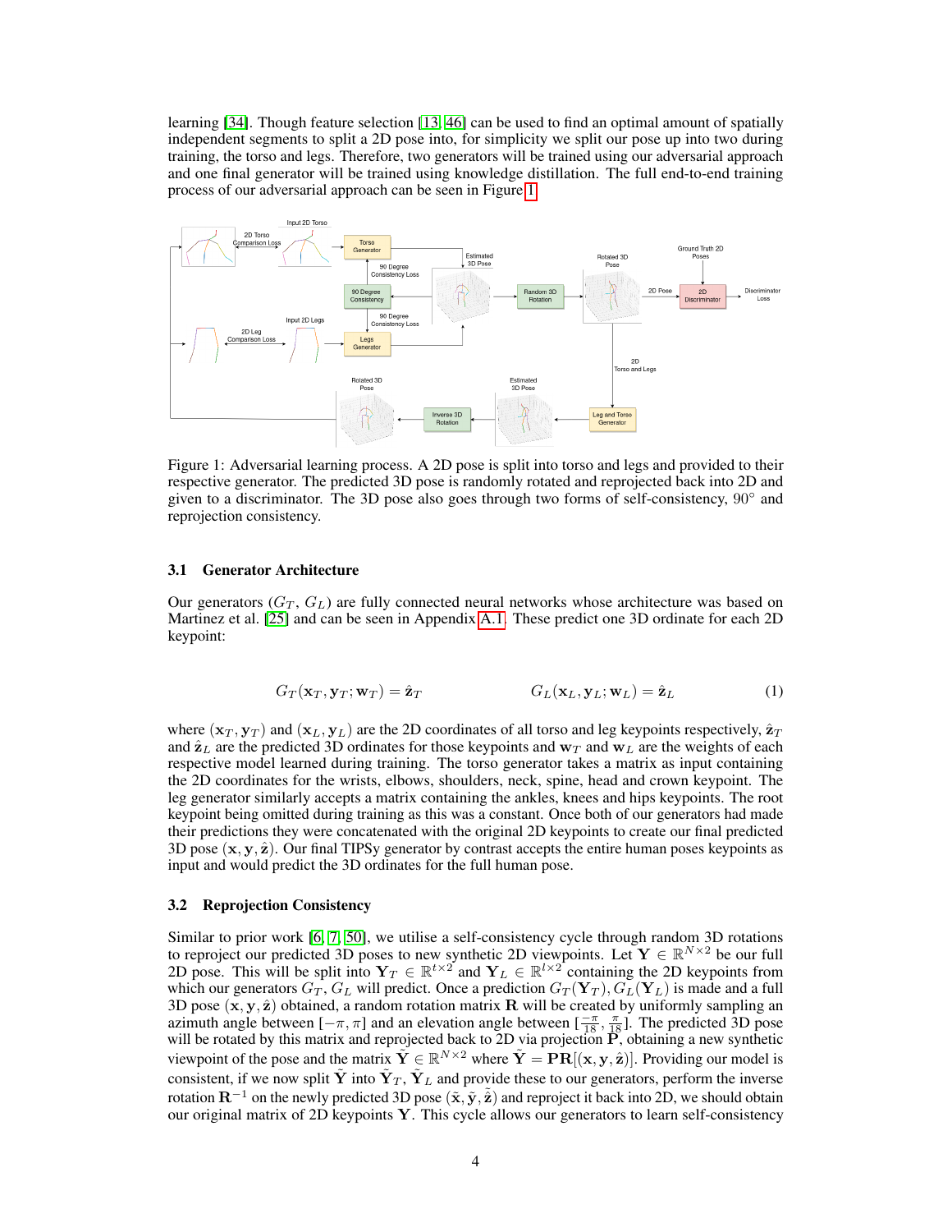learning [34]. Though feature selection [13, 46] can be used to find an optimal amount of spatially independent segments to split a 2D pose into, for simplicity we split our pose up into two during training, the torso and legs. Therefore, two generators will be trained using our adversarial approach and one final generator will be trained using knowledge distillation. The full end-to-end training process of our adversarial approach can be seen in Figure 1.

Figure 1: Adversarial learning process. A 2D pose is split into torso and legs and provided to their respective generator. The predicted 3D pose is randomly rotated and reprojected back into 2D and given to a discriminator. The 3D pose also goes through two forms of self-consistency, 90° and reprojection consistency.

### 3.1 Generator Architecture

Our generators ($G_T$, $G_L$) are fully connected neural networks whose architecture was based on Martinez et al. [25] and can be seen in Appendix A.1. These predict one 3D ordinate for each 2D keypoint:

$$G_T(\mathbf{x}_T, \mathbf{y}_T; \mathbf{w}_T) = \hat{\mathbf{z}}_T \qquad\qquad G_L(\mathbf{x}_L, \mathbf{y}_L; \mathbf{w}_L) = \hat{\mathbf{z}}_L \tag{1}$$

where $(\mathbf{x}_T, \mathbf{y}_T)$ and $(\mathbf{x}_L, \mathbf{y}_L)$ are the 2D coordinates of all torso and leg keypoints respectively, $\hat{\mathbf{z}}_T$ and $\hat{\mathbf{z}}_L$ are the predicted 3D ordinates for those keypoints and $\mathbf{w}_T$ and $\mathbf{w}_L$ are the weights of each respective model learned during training. The torso generator takes a matrix as input containing the 2D coordinates for the wrists, elbows, shoulders, neck, spine, head and crown keypoint. The leg generator similarly accepts a matrix containing the ankles, knees and hips keypoints. The root keypoint being omitted during training as this was a constant. Once both of our generators had made their predictions they were concatenated with the original 2D keypoints to create our final predicted 3D pose $(\mathbf{x}, \mathbf{y}, \hat{\mathbf{z}})$. Our final TIPSy generator by contrast accepts the entire human poses keypoints as input and would predict the 3D ordinates for the full human pose.

### 3.2 Reprojection Consistency

Similar to prior work [6, 7, 50], we utilise a self-consistency cycle through random 3D rotations to reproject our predicted 3D poses to new synthetic 2D viewpoints. Let $\mathbf{Y} \in \mathbb{R}^{N\times 2}$ be our full 2D pose. This will be split into $\mathbf{Y}_T \in \mathbb{R}^{t\times 2}$ and $\mathbf{Y}_L \in \mathbb{R}^{l\times 2}$ containing the 2D keypoints from which our generators $G_T, G_L$ will predict. Once a prediction $G_T(\mathbf{Y}_T), G_L(\mathbf{Y}_L)$ is made and a full 3D pose $(\mathbf{x}, \mathbf{y}, \hat{\mathbf{z}})$ obtained, a random rotation matrix $\mathbf{R}$ will be created by uniformly sampling an azimuth angle between $[-\pi, \pi]$ and an elevation angle between $[\frac{-\pi}{18}, \frac{\pi}{18}]$. The predicted 3D pose will be rotated by this matrix and reprojected back to 2D via projection $\mathbf{P}$, obtaining a new synthetic viewpoint of the pose and the matrix $\tilde{\mathbf{Y}} \in \mathbb{R}^{N\times 2}$ where $\tilde{\mathbf{Y}} = \mathbf{PR}[(\mathbf{x}, \mathbf{y}, \hat{\mathbf{z}})]$. Providing our model is consistent, if we now split $\tilde{\mathbf{Y}}$ into $\tilde{\mathbf{Y}}_T$, $\tilde{\mathbf{Y}}_L$ and provide these to our generators, perform the inverse rotation $\mathbf{R}^{-1}$ on the newly predicted 3D pose $(\tilde{\mathbf{x}}, \tilde{\mathbf{y}}, \tilde{\hat{\mathbf{z}}})$ and reproject it back into 2D, we should obtain our original matrix of 2D keypoints $\mathbf{Y}$. This cycle allows our generators to learn self-consistency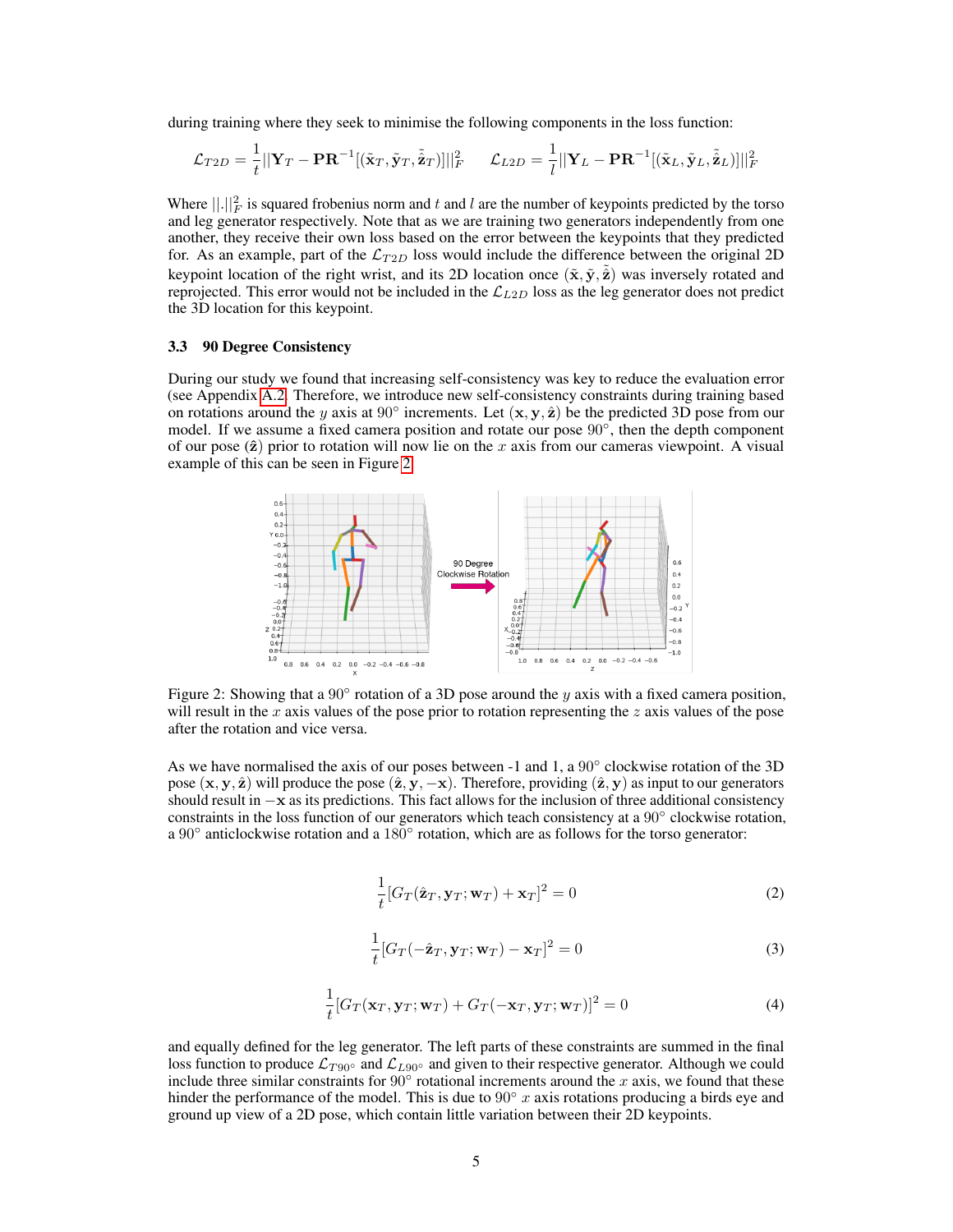during training where they seek to minimise the following components in the loss function:

$$\mathcal{L}_{T2D} = \frac{1}{t}||\mathbf{Y}_T - \mathbf{PR}^{-1}[(\tilde{\mathbf{x}}_T, \tilde{\mathbf{y}}_T, \tilde{\hat{\mathbf{z}}}_T)]||_F^2 \qquad \mathcal{L}_{L2D} = \frac{1}{l}||\mathbf{Y}_L - \mathbf{PR}^{-1}[(\tilde{\mathbf{x}}_L, \tilde{\mathbf{y}}_L, \tilde{\hat{\mathbf{z}}}_L)]||_F^2$$

Where $||.||_F^2$ is squared frobenius norm and $t$ and $l$ are the number of keypoints predicted by the torso and leg generator respectively. Note that as we are training two generators independently from one another, they receive their own loss based on the error between the keypoints that they predicted for. As an example, part of the $\mathcal{L}_{T2D}$ loss would include the difference between the original 2D keypoint location of the right wrist, and its 2D location once $(\tilde{\mathbf{x}}, \tilde{\mathbf{y}}, \tilde{\hat{\mathbf{z}}})$ was inversely rotated and reprojected. This error would not be included in the $\mathcal{L}_{L2D}$ loss as the leg generator does not predict the 3D location for this keypoint.

### 3.3 90 Degree Consistency

During our study we found that increasing self-consistency was key to reduce the evaluation error (see Appendix A.2). Therefore, we introduce new self-consistency constraints during training based on rotations around the $y$ axis at $90°$ increments. Let $(\mathbf{x}, \mathbf{y}, \hat{\mathbf{z}})$ be the predicted 3D pose from our model. If we assume a fixed camera position and rotate our pose $90°$, then the depth component of our pose $(\hat{\mathbf{z}})$ prior to rotation will now lie on the $x$ axis from our cameras viewpoint. A visual example of this can be seen in Figure 2.

Figure 2: Showing that a $90°$ rotation of a 3D pose around the $y$ axis with a fixed camera position, will result in the $x$ axis values of the pose prior to rotation representing the $z$ axis values of the pose after the rotation and vice versa.

As we have normalised the axis of our poses between -1 and 1, a $90°$ clockwise rotation of the 3D pose $(\mathbf{x}, \mathbf{y}, \hat{\mathbf{z}})$ will produce the pose $(\hat{\mathbf{z}}, \mathbf{y}, -\mathbf{x})$. Therefore, providing $(\hat{\mathbf{z}}, \mathbf{y})$ as input to our generators should result in $-\mathbf{x}$ as its predictions. This fact allows for the inclusion of three additional consistency constraints in the loss function of our generators which teach consistency at a $90°$ clockwise rotation, a $90°$ anticlockwise rotation and a $180°$ rotation, which are as follows for the torso generator:

$$\frac{1}{t}[G_T(\hat{\mathbf{z}}_T, \mathbf{y}_T; \mathbf{w}_T) + \mathbf{x}_T]^2 = 0 \tag{2}$$

$$\frac{1}{t}[G_T(-\hat{\mathbf{z}}_T, \mathbf{y}_T; \mathbf{w}_T) - \mathbf{x}_T]^2 = 0 \tag{3}$$

$$\frac{1}{t}[G_T(\mathbf{x}_T, \mathbf{y}_T; \mathbf{w}_T) + G_T(-\mathbf{x}_T, \mathbf{y}_T; \mathbf{w}_T)]^2 = 0 \tag{4}$$

and equally defined for the leg generator. The left parts of these constraints are summed in the final loss function to produce $\mathcal{L}_{T90°}$ and $\mathcal{L}_{L90°}$ and given to their respective generator. Although we could include three similar constraints for $90°$ rotational increments around the $x$ axis, we found that these hinder the performance of the model. This is due to $90°$ $x$ axis rotations producing a birds eye and ground up view of a 2D pose, which contain little variation between their 2D keypoints.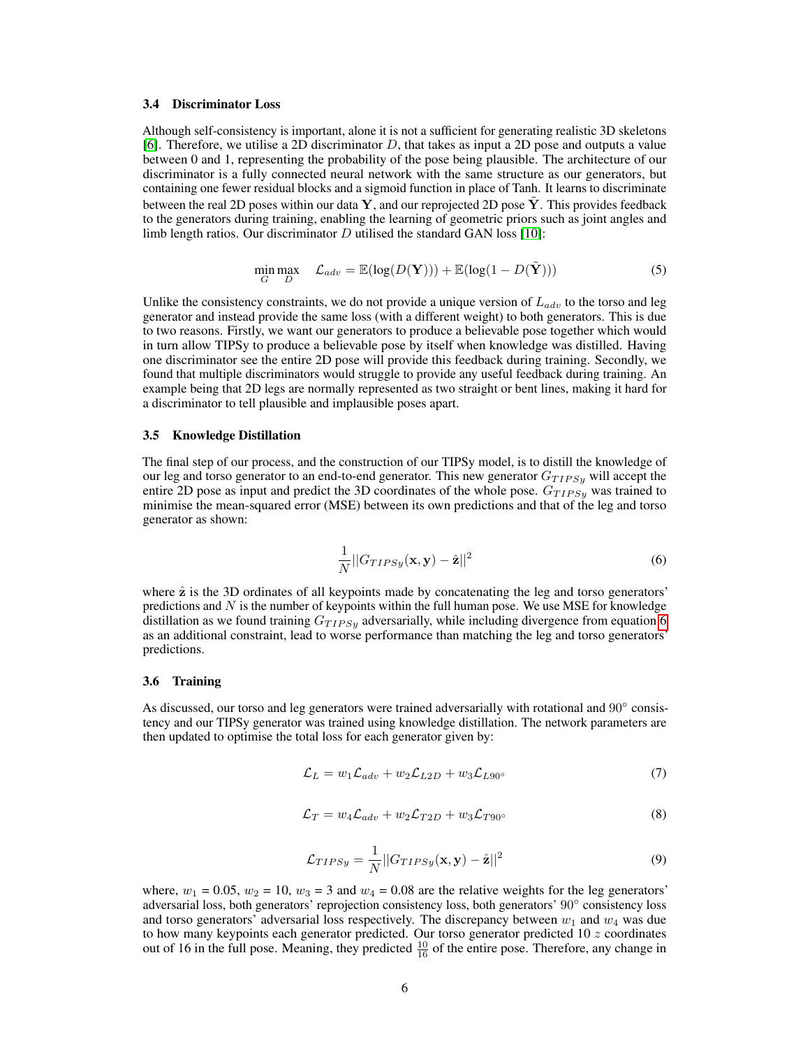### 3.4 Discriminator Loss

Although self-consistency is important, alone it is not a sufficient for generating realistic 3D skeletons [6]. Therefore, we utilise a 2D discriminator $D$, that takes as input a 2D pose and outputs a value between 0 and 1, representing the probability of the pose being plausible. The architecture of our discriminator is a fully connected neural network with the same structure as our generators, but containing one fewer residual blocks and a sigmoid function in place of Tanh. It learns to discriminate between the real 2D poses within our data $\mathbf{Y}$, and our reprojected 2D pose $\tilde{\mathbf{Y}}$. This provides feedback to the generators during training, enabling the learning of geometric priors such as joint angles and limb length ratios. Our discriminator $D$ utilised the standard GAN loss [10]:

$$\min_{G} \max_{D} \quad \mathcal{L}_{adv} = \mathbb{E}(\log(D(\mathbf{Y}))) + \mathbb{E}(\log(1 - D(\tilde{\mathbf{Y}}))) \tag{5}$$

Unlike the consistency constraints, we do not provide a unique version of $L_{adv}$ to the torso and leg generator and instead provide the same loss (with a different weight) to both generators. This is due to two reasons. Firstly, we want our generators to produce a believable pose together which would in turn allow TIPSy to produce a believable pose by itself when knowledge was distilled. Having one discriminator see the entire 2D pose will provide this feedback during training. Secondly, we found that multiple discriminators would struggle to provide any useful feedback during training. An example being that 2D legs are normally represented as two straight or bent lines, making it hard for a discriminator to tell plausible and implausible poses apart.

### 3.5 Knowledge Distillation

The final step of our process, and the construction of our TIPSy model, is to distill the knowledge of our leg and torso generator to an end-to-end generator. This new generator $G_{TIPSy}$ will accept the entire 2D pose as input and predict the 3D coordinates of the whole pose. $G_{TIPSy}$ was trained to minimise the mean-squared error (MSE) between its own predictions and that of the leg and torso generator as shown:

$$\frac{1}{N}||G_{TIPSy}(\mathbf{x}, \mathbf{y}) - \hat{\mathbf{z}}||^2 \tag{6}$$

where $\hat{\mathbf{z}}$ is the 3D ordinates of all keypoints made by concatenating the leg and torso generators' predictions and $N$ is the number of keypoints within the full human pose. We use MSE for knowledge distillation as we found training $G_{TIPSy}$ adversarially, while including divergence from equation 6 as an additional constraint, lead to worse performance than matching the leg and torso generators' predictions.

### 3.6 Training

As discussed, our torso and leg generators were trained adversarially with rotational and $90^\circ$ consistency and our TIPSy generator was trained using knowledge distillation. The network parameters are then updated to optimise the total loss for each generator given by:

$$\mathcal{L}_L = w_1 \mathcal{L}_{adv} + w_2 \mathcal{L}_{L2D} + w_3 \mathcal{L}_{L90^\circ} \tag{7}$$

$$\mathcal{L}_T = w_4 \mathcal{L}_{adv} + w_2 \mathcal{L}_{T2D} + w_3 \mathcal{L}_{T90^\circ} \tag{8}$$

$$\mathcal{L}_{TIPSy} = \frac{1}{N}||G_{TIPSy}(\mathbf{x}, \mathbf{y}) - \hat{\mathbf{z}}||^2 \tag{9}$$

where, $w_1$ = 0.05, $w_2$ = 10, $w_3$ = 3 and $w_4$ = 0.08 are the relative weights for the leg generators' adversarial loss, both generators' reprojection consistency loss, both generators' $90^\circ$ consistency loss and torso generators' adversarial loss respectively. The discrepancy between $w_1$ and $w_4$ was due to how many keypoints each generator predicted. Our torso generator predicted 10 $z$ coordinates out of 16 in the full pose. Meaning, they predicted $\frac{10}{16}$ of the entire pose. Therefore, any change in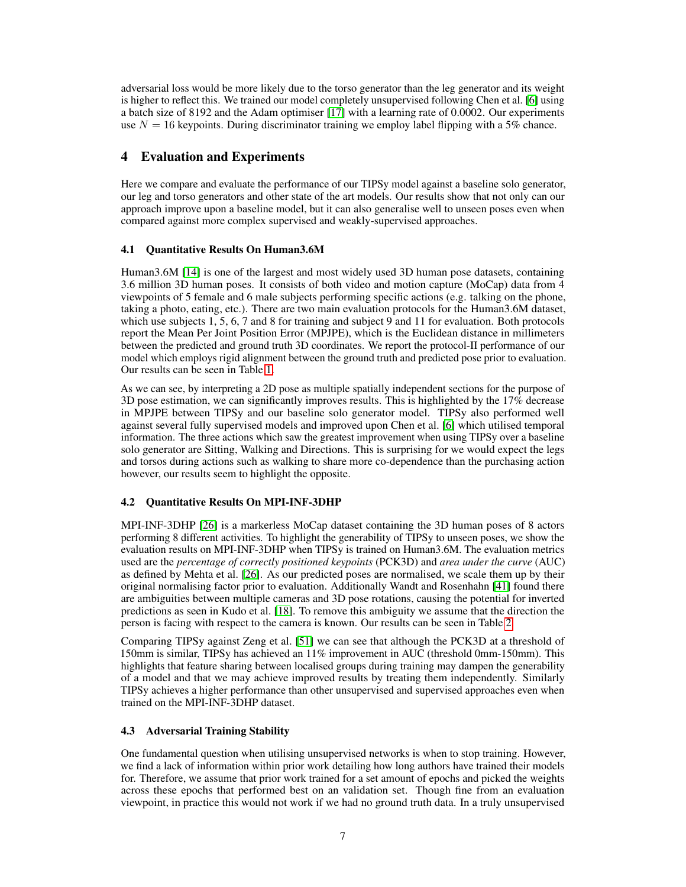adversarial loss would be more likely due to the torso generator than the leg generator and its weight is higher to reflect this. We trained our model completely unsupervised following Chen et al. [6] using a batch size of 8192 and the Adam optimiser [17] with a learning rate of 0.0002. Our experiments use $N = 16$ keypoints. During discriminator training we employ label flipping with a 5% chance.

# 4 Evaluation and Experiments

Here we compare and evaluate the performance of our TIPSy model against a baseline solo generator, our leg and torso generators and other state of the art models. Our results show that not only can our approach improve upon a baseline model, but it can also generalise well to unseen poses even when compared against more complex supervised and weakly-supervised approaches.

## 4.1 Quantitative Results On Human3.6M

Human3.6M [14] is one of the largest and most widely used 3D human pose datasets, containing 3.6 million 3D human poses. It consists of both video and motion capture (MoCap) data from 4 viewpoints of 5 female and 6 male subjects performing specific actions (e.g. talking on the phone, taking a photo, eating, etc.). There are two main evaluation protocols for the Human3.6M dataset, which use subjects 1, 5, 6, 7 and 8 for training and subject 9 and 11 for evaluation. Both protocols report the Mean Per Joint Position Error (MPJPE), which is the Euclidean distance in millimeters between the predicted and ground truth 3D coordinates. We report the protocol-II performance of our model which employs rigid alignment between the ground truth and predicted pose prior to evaluation. Our results can be seen in Table 1.

As we can see, by interpreting a 2D pose as multiple spatially independent sections for the purpose of 3D pose estimation, we can significantly improves results. This is highlighted by the 17% decrease in MPJPE between TIPSy and our baseline solo generator model. TIPSy also performed well against several fully supervised models and improved upon Chen et al. [6] which utilised temporal information. The three actions which saw the greatest improvement when using TIPSy over a baseline solo generator are Sitting, Walking and Directions. This is surprising for we would expect the legs and torsos during actions such as walking to share more co-dependence than the purchasing action however, our results seem to highlight the opposite.

## 4.2 Quantitative Results On MPI-INF-3DHP

MPI-INF-3DHP [26] is a markerless MoCap dataset containing the 3D human poses of 8 actors performing 8 different activities. To highlight the generability of TIPSy to unseen poses, we show the evaluation results on MPI-INF-3DHP when TIPSy is trained on Human3.6M. The evaluation metrics used are the *percentage of correctly positioned keypoints* (PCK3D) and *area under the curve* (AUC) as defined by Mehta et al. [26]. As our predicted poses are normalised, we scale them up by their original normalising factor prior to evaluation. Additionally Wandt and Rosenhahn [41] found there are ambiguities between multiple cameras and 3D pose rotations, causing the potential for inverted predictions as seen in Kudo et al. [18]. To remove this ambiguity we assume that the direction the person is facing with respect to the camera is known. Our results can be seen in Table 2.

Comparing TIPSy against Zeng et al. [51] we can see that although the PCK3D at a threshold of 150mm is similar, TIPSy has achieved an 11% improvement in AUC (threshold 0mm-150mm). This highlights that feature sharing between localised groups during training may dampen the generability of a model and that we may achieve improved results by treating them independently. Similarly TIPSy achieves a higher performance than other unsupervised and supervised approaches even when trained on the MPI-INF-3DHP dataset.

## 4.3 Adversarial Training Stability

One fundamental question when utilising unsupervised networks is when to stop training. However, we find a lack of information within prior work detailing how long authors have trained their models for. Therefore, we assume that prior work trained for a set amount of epochs and picked the weights across these epochs that performed best on an validation set. Though fine from an evaluation viewpoint, in practice this would not work if we had no ground truth data. In a truly unsupervised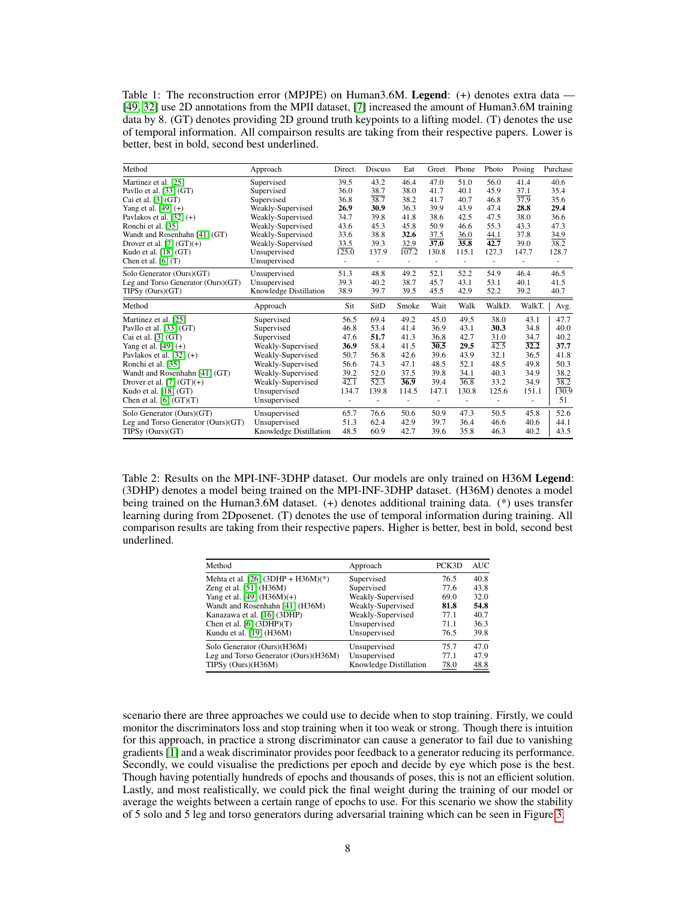Table 1: The reconstruction error (MPJPE) on Human3.6M. **Legend**: (+) denotes extra data — [49, 32] use 2D annotations from the MPII dataset, [7] increased the amount of Human3.6M training data by 8. (GT) denotes providing 2D ground truth keypoints to a lifting model. (T) denotes the use of temporal information. All compairson results are taking from their respective papers. Lower is better, best in bold, second best underlined.

| Method | Approach | Direct. | Discuss | Eat | Greet | Phone | Photo | Posing | Purchase |
|---|---|---|---|---|---|---|---|---|---|
| Martinez et al. [25] | Supervised | 39.5 | 43.2 | 46.4 | 47.0 | 51.0 | 56.0 | 41.4 | 40.6 |
| Pavllo et al. [33] (GT) | Supervised | 36.0 | 38.7 | 38.0 | 41.7 | 40.1 | 45.9 | 37.1 | 35.4 |
| Cai et al. [3] (GT) | Supervised | 36.8 | 38.7 | 38.2 | 41.7 | 40.7 | 46.8 | 37.9 | 35.6 |
| Yang et al. [49] (+) | Weakly-Supervised | **26.9** | **30.9** | 36.3 | 39.9 | 43.9 | 47.4 | **28.8** | **29.4** |
| Pavlakos et al. [32] (+) | Weakly-Supervised | 34.7 | 39.8 | 41.8 | 38.6 | 42.5 | 47.5 | 38.0 | 36.6 |
| Ronchi et al. [35] | Weakly-Supervised | 43.6 | 45.3 | 45.8 | 50.9 | 46.6 | 55.3 | 43.3 | 47.3 |
| Wandt and Rosenhahn [41] (GT) | Weakly-Supervised | 33.6 | 38.8 | **32.6** | 37.5 | 36.0 | 44.1 | 37.8 | 34.9 |
| Drover et al. [7] (GT)(+) | Weakly-Supervised | 33.5 | 39.3 | 32.9 | **37.0** | **35.8** | **42.7** | 39.0 | 38.2 |
| Kudo et al. [18] (GT) | Unsupervised | 125.0 | 137.9 | 107.2 | 130.8 | 115.1 | 127.3 | 147.7 | 128.7 |
| Chen et al. [6] (T) | Unsupervised | - | - | - | - | - | - | - | - |
| Solo Generator (Ours)(GT) | Unsupervised | 51.3 | 48.8 | 49.2 | 52.1 | 52.2 | 54.9 | 46.4 | 46.5 |
| Leg and Torso Generator (Ours)(GT) | Unsupervised | 39.3 | 40.2 | 38.7 | 45.7 | 43.1 | 53.1 | 40.1 | 41.5 |
| TIPSy (Ours)(GT) | Knowledge Distillation | 38.9 | 39.7 | 39.5 | 45.5 | 42.9 | 52.2 | 39.2 | 40.7 |

| Method | Approach | Sit | SitD | Smoke | Wait | Walk | WalkD. | WalkT. | Avg. |
|---|---|---|---|---|---|---|---|---|---|
| Martinez et al. [25] | Supervised | 56.5 | 69.4 | 49.2 | 45.0 | 49.5 | 38.0 | 43.1 | 47.7 |
| Pavllo et al. [33] (GT) | Supervised | 46.8 | 53.4 | 41.4 | 36.9 | 43.1 | **30.3** | 34.8 | 40.0 |
| Cai et al. [3] (GT) | Supervised | 47.6 | **51.7** | 41.3 | 36.8 | 42.7 | 31.0 | 34.7 | 40.2 |
| Yang et al. [49] (+) | Weakly-Supervised | **36.9** | 58.4 | 41.5 | **30.5** | **29.5** | 42.5 | **32.2** | **37.7** |
| Pavlakos et al. [32] (+) | Weakly-Supervised | 50.7 | 56.8 | 42.6 | 39.6 | 43.9 | 32.1 | 36.5 | 41.8 |
| Ronchi et al. [35] | Weakly-Supervised | 56.6 | 74.3 | 47.1 | 48.5 | 52.1 | 48.5 | 49.8 | 50.3 |
| Wandt and Rosenhahn [41] (GT) | Weakly-Supervised | 39.2 | 52.0 | 37.5 | 39.8 | 34.1 | 40.3 | 34.9 | 38.2 |
| Drover et al. [7] (GT)(+) | Weakly-Supervised | 42.1 | 52.3 | **36.9** | 39.4 | 36.8 | 33.2 | 34.9 | 38.2 |
| Kudo et al. [18] (GT) | Unsupervised | 134.7 | 139.8 | 114.5 | 147.1 | 130.8 | 125.6 | 151.1 | 130.9 |
| Chen et al. [6] (GT)(T) | Unsupervised | - | - | - | - | - | - | - | 51 |
| Solo Generator (Ours)(GT) | Unsupervised | 65.7 | 76.6 | 50.6 | 50.9 | 47.3 | 50.5 | 45.8 | 52.6 |
| Leg and Torso Generator (Ours)(GT) | Unsupervised | 51.3 | 62.4 | 42.9 | 39.7 | 36.4 | 46.6 | 40.6 | 44.1 |
| TIPSy (Ours)(GT) | Knowledge Distillation | 48.5 | 60.9 | 42.7 | 39.6 | 35.8 | 46.3 | 40.2 | 43.5 |

Table 2: Results on the MPI-INF-3DHP dataset. Our models are only trained on H36M **Legend**: (3DHP) denotes a model being trained on the MPI-INF-3DHP dataset. (H36M) denotes a model being trained on the Human3.6M dataset. (+) denotes additional training data. (*) uses transfer learning during from 2Dposenet. (T) denotes the use of temporal information during training. All comparison results are taking from their respective papers. Higher is better, best in bold, second best underlined.

| Method | Approach | PCK3D | AUC |
|---|---|---|---|
| Mehta et al. [26] (3DHP + H36M)(*) | Supervised | 76.5 | 40.8 |
| Zeng et al. [51] (H36M) | Supervised | 77.6 | 43.8 |
| Yang et al. [49] (H36M)(+) | Weakly-Supervised | 69.0 | 32.0 |
| Wandt and Rosenhahn [41] (H36M) | Weakly-Supervised | **81.8** | **54.8** |
| Kanazawa et al. [16] (3DHP) | Weakly-Supervised | 77.1 | 40.7 |
| Chen et al. [6] (3DHP)(T) | Unsupervised | 71.1 | 36.3 |
| Kundu et al. [19] (H36M) | Unsupervised | 76.5 | 39.8 |
| Solo Generator (Ours)(H36M) | Unsupervised | 75.7 | 47.0 |
| Leg and Torso Generator (Ours)(H36M) | Unsupervised | 77.1 | 47.9 |
| TIPSy (Ours)(H36M) | Knowledge Distillation | 78.0 | 48.8 |

scenario there are three approaches we could use to decide when to stop training. Firstly, we could monitor the discriminators loss and stop training when it too weak or strong. Though there is intuition for this approach, in practice a strong discriminator can cause a generator to fail due to vanishing gradients [1] and a weak discriminator provides poor feedback to a generator reducing its performance. Secondly, we could visualise the predictions per epoch and decide by eye which pose is the best. Though having potentially hundreds of epochs and thousands of poses, this is not an efficient solution. Lastly, and most realistically, we could pick the final weight during the training of our model or average the weights between a certain range of epochs to use. For this scenario we show the stability of 5 solo and 5 leg and torso generators during adversarial training which can be seen in Figure 3.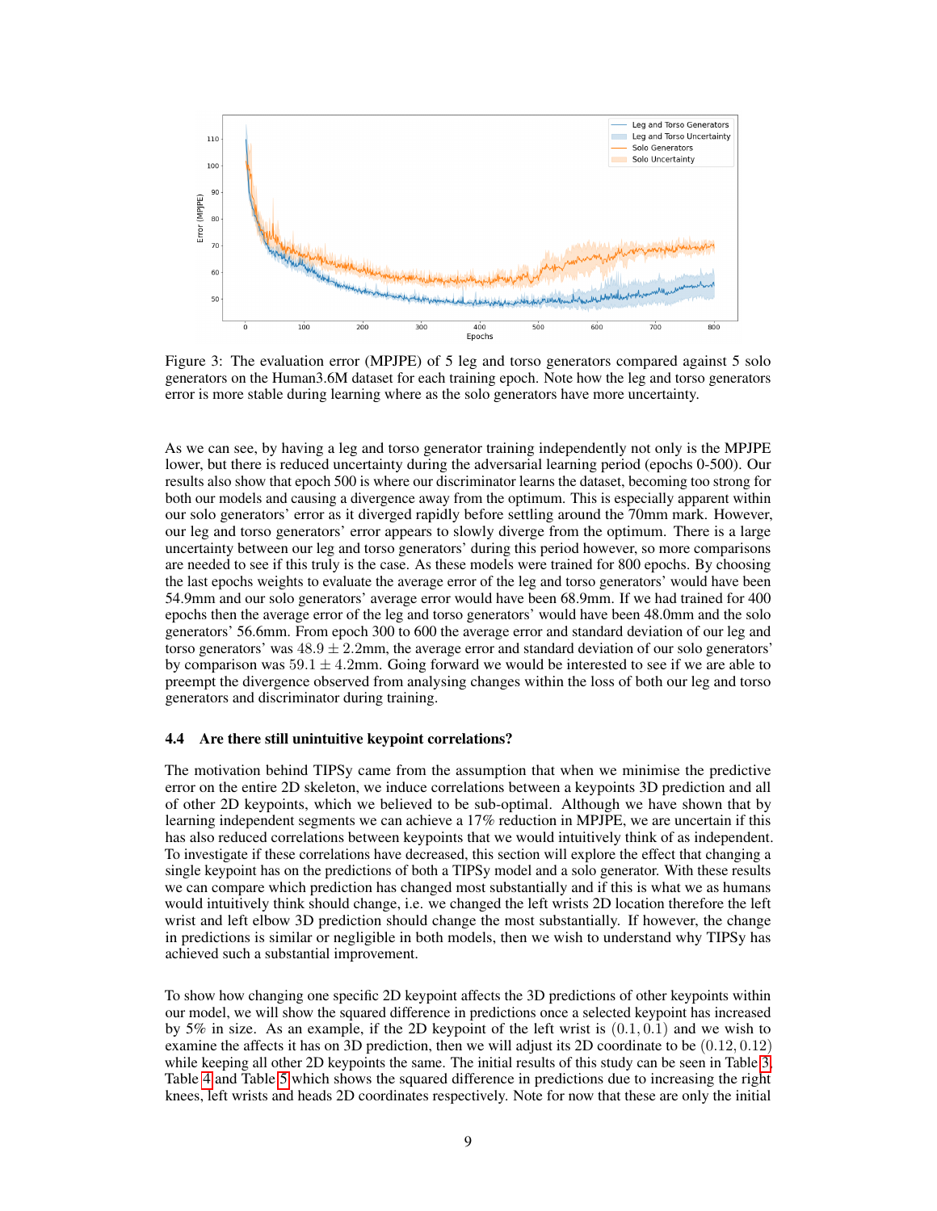Figure 3: The evaluation error (MPJPE) of 5 leg and torso generators compared against 5 solo generators on the Human3.6M dataset for each training epoch. Note how the leg and torso generators error is more stable during learning where as the solo generators have more uncertainty.

As we can see, by having a leg and torso generator training independently not only is the MPJPE lower, but there is reduced uncertainty during the adversarial learning period (epochs 0-500). Our results also show that epoch 500 is where our discriminator learns the dataset, becoming too strong for both our models and causing a divergence away from the optimum. This is especially apparent within our solo generators' error as it diverged rapidly before settling around the 70mm mark. However, our leg and torso generators' error appears to slowly diverge from the optimum. There is a large uncertainty between our leg and torso generators' during this period however, so more comparisons are needed to see if this truly is the case. As these models were trained for 800 epochs. By choosing the last epochs weights to evaluate the average error of the leg and torso generators' would have been 54.9mm and our solo generators' average error would have been 68.9mm. If we had trained for 400 epochs then the average error of the leg and torso generators' would have been 48.0mm and the solo generators' 56.6mm. From epoch 300 to 600 the average error and standard deviation of our leg and torso generators' was $48.9 \pm 2.2$mm, the average error and standard deviation of our solo generators' by comparison was $59.1 \pm 4.2$mm. Going forward we would be interested to see if we are able to preempt the divergence observed from analysing changes within the loss of both our leg and torso generators and discriminator during training.

### 4.4 Are there still unintuitive keypoint correlations?

The motivation behind TIPSy came from the assumption that when we minimise the predictive error on the entire 2D skeleton, we induce correlations between a keypoints 3D prediction and all of other 2D keypoints, which we believed to be sub-optimal. Although we have shown that by learning independent segments we can achieve a 17% reduction in MPJPE, we are uncertain if this has also reduced correlations between keypoints that we would intuitively think of as independent. To investigate if these correlations have decreased, this section will explore the effect that changing a single keypoint has on the predictions of both a TIPSy model and a solo generator. With these results we can compare which prediction has changed most substantially and if this is what we as humans would intuitively think should change, i.e. we changed the left wrists 2D location therefore the left wrist and left elbow 3D prediction should change the most substantially. If however, the change in predictions is similar or negligible in both models, then we wish to understand why TIPSy has achieved such a substantial improvement.

To show how changing one specific 2D keypoint affects the 3D predictions of other keypoints within our model, we will show the squared difference in predictions once a selected keypoint has increased by 5% in size. As an example, if the 2D keypoint of the left wrist is $(0.1, 0.1)$ and we wish to examine the affects it has on 3D prediction, then we will adjust its 2D coordinate to be $(0.12, 0.12)$ while keeping all other 2D keypoints the same. The initial results of this study can be seen in Table 3, Table 4 and Table 5 which shows the squared difference in predictions due to increasing the right knees, left wrists and heads 2D coordinates respectively. Note for now that these are only the initial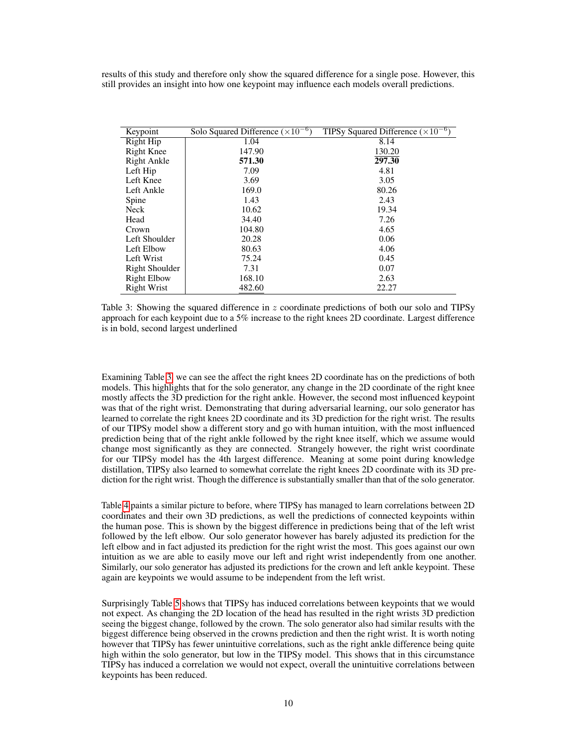results of this study and therefore only show the squared difference for a single pose. However, this still provides an insight into how one keypoint may influence each models overall predictions.

| Keypoint | Solo Squared Difference ($\times 10^{-6}$) | TIPSy Squared Difference ($\times 10^{-6}$) |
|---|---|---|
| Right Hip | 1.04 | 8.14 |
| Right Knee | 147.90 | <u>130.20</u> |
| Right Ankle | **571.30** | **297.30** |
| Left Hip | 7.09 | 4.81 |
| Left Knee | 3.69 | 3.05 |
| Left Ankle | 169.0 | 80.26 |
| Spine | 1.43 | 2.43 |
| Neck | 10.62 | 19.34 |
| Head | 34.40 | 7.26 |
| Crown | 104.80 | 4.65 |
| Left Shoulder | 20.28 | 0.06 |
| Left Elbow | 80.63 | 4.06 |
| Left Wrist | 75.24 | 0.45 |
| Right Shoulder | 7.31 | 0.07 |
| Right Elbow | 168.10 | 2.63 |
| Right Wrist | <u>482.60</u> | 22.27 |

Table 3: Showing the squared difference in $z$ coordinate predictions of both our solo and TIPSy approach for each keypoint due to a 5% increase to the right knees 2D coordinate. Largest difference is in bold, second largest underlined

Examining Table 3, we can see the affect the right knees 2D coordinate has on the predictions of both models. This highlights that for the solo generator, any change in the 2D coordinate of the right knee mostly affects the 3D prediction for the right ankle. However, the second most influenced keypoint was that of the right wrist. Demonstrating that during adversarial learning, our solo generator has learned to correlate the right knees 2D coordinate and its 3D prediction for the right wrist. The results of our TIPSy model show a different story and go with human intuition, with the most influenced prediction being that of the right ankle followed by the right knee itself, which we assume would change most significantly as they are connected. Strangely however, the right wrist coordinate for our TIPSy model has the 4th largest difference. Meaning at some point during knowledge distillation, TIPSy also learned to somewhat correlate the right knees 2D coordinate with its 3D prediction for the right wrist. Though the difference is substantially smaller than that of the solo generator.

Table 4 paints a similar picture to before, where TIPSy has managed to learn correlations between 2D coordinates and their own 3D predictions, as well the predictions of connected keypoints within the human pose. This is shown by the biggest difference in predictions being that of the left wrist followed by the left elbow. Our solo generator however has barely adjusted its prediction for the left elbow and in fact adjusted its prediction for the right wrist the most. This goes against our own intuition as we are able to easily move our left and right wrist independently from one another. Similarly, our solo generator has adjusted its predictions for the crown and left ankle keypoint. These again are keypoints we would assume to be independent from the left wrist.

Surprisingly Table 5 shows that TIPSy has induced correlations between keypoints that we would not expect. As changing the 2D location of the head has resulted in the right wrists 3D prediction seeing the biggest change, followed by the crown. The solo generator also had similar results with the biggest difference being observed in the crowns prediction and then the right wrist. It is worth noting however that TIPSy has fewer unintuitive correlations, such as the right ankle difference being quite high within the solo generator, but low in the TIPSy model. This shows that in this circumstance TIPSy has induced a correlation we would not expect, overall the unintuitive correlations between keypoints has been reduced.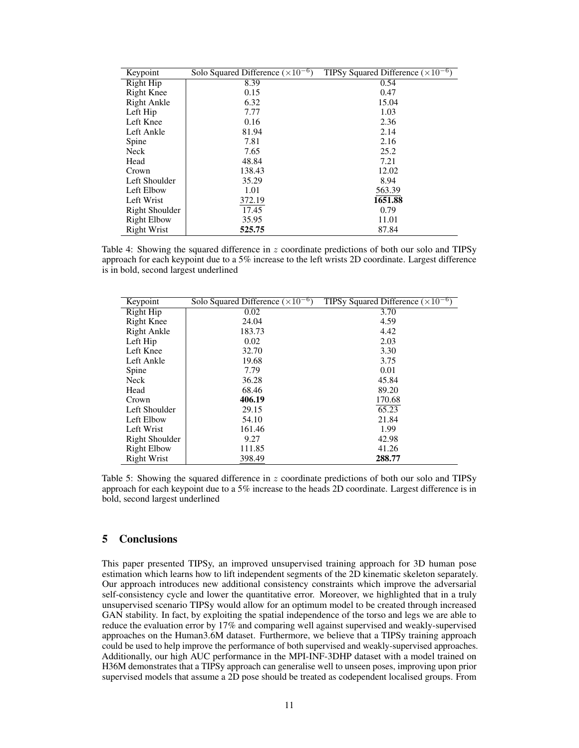| Keypoint | Solo Squared Difference ($\times 10^{-6}$) | TIPSy Squared Difference ($\times 10^{-6}$) |
|---|---|---|
| Right Hip | 8.39 | 0.54 |
| Right Knee | 0.15 | 0.47 |
| Right Ankle | 6.32 | 15.04 |
| Left Hip | 7.77 | 1.03 |
| Left Knee | 0.16 | 2.36 |
| Left Ankle | 81.94 | 2.14 |
| Spine | 7.81 | 2.16 |
| Neck | 7.65 | 25.2 |
| Head | 48.84 | 7.21 |
| Crown | 138.43 | 12.02 |
| Left Shoulder | 35.29 | 8.94 |
| Left Elbow | 1.01 | <u>563.39</u> |
| Left Wrist | <u>372.19</u> | **1651.88** |
| Right Shoulder | 17.45 | 0.79 |
| Right Elbow | 35.95 | 11.01 |
| Right Wrist | **525.75** | 87.84 |

Table 4: Showing the squared difference in $z$ coordinate predictions of both our solo and TIPSy approach for each keypoint due to a 5% increase to the left wrists 2D coordinate. Largest difference is in bold, second largest underlined

| Keypoint | Solo Squared Difference ($\times 10^{-6}$) | TIPSy Squared Difference ($\times 10^{-6}$) |
|---|---|---|
| Right Hip | 0.02 | 3.70 |
| Right Knee | 24.04 | 4.59 |
| Right Ankle | 183.73 | 4.42 |
| Left Hip | 0.02 | 2.03 |
| Left Knee | 32.70 | 3.30 |
| Left Ankle | 19.68 | 3.75 |
| Spine | 7.79 | 0.01 |
| Neck | 36.28 | 45.84 |
| Head | 68.46 | 89.20 |
| Crown | **406.19** | <u>170.68</u> |
| Left Shoulder | 29.15 | 65.23 |
| Left Elbow | 54.10 | 21.84 |
| Left Wrist | 161.46 | 1.99 |
| Right Shoulder | 9.27 | 42.98 |
| Right Elbow | 111.85 | 41.26 |
| Right Wrist | <u>398.49</u> | **288.77** |

Table 5: Showing the squared difference in $z$ coordinate predictions of both our solo and TIPSy approach for each keypoint due to a 5% increase to the heads 2D coordinate. Largest difference is in bold, second largest underlined

## 5 Conclusions

This paper presented TIPSy, an improved unsupervised training approach for 3D human pose estimation which learns how to lift independent segments of the 2D kinematic skeleton separately. Our approach introduces new additional consistency constraints which improve the adversarial self-consistency cycle and lower the quantitative error. Moreover, we highlighted that in a truly unsupervised scenario TIPSy would allow for an optimum model to be created through increased GAN stability. In fact, by exploiting the spatial independence of the torso and legs we are able to reduce the evaluation error by 17% and comparing well against supervised and weakly-supervised approaches on the Human3.6M dataset. Furthermore, we believe that a TIPSy training approach could be used to help improve the performance of both supervised and weakly-supervised approaches. Additionally, our high AUC performance in the MPI-INF-3DHP dataset with a model trained on H36M demonstrates that a TIPSy approach can generalise well to unseen poses, improving upon prior supervised models that assume a 2D pose should be treated as codependent localised groups. From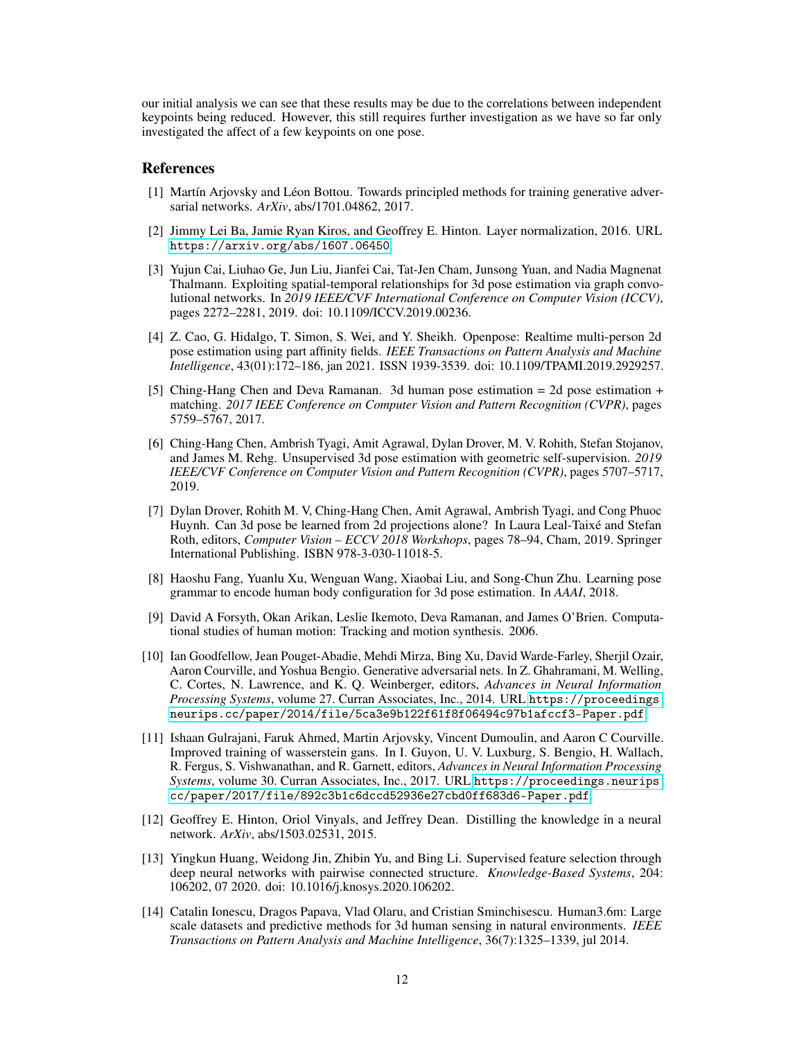our initial analysis we can see that these results may be due to the correlations between independent keypoints being reduced. However, this still requires further investigation as we have so far only investigated the affect of a few keypoints on one pose.

## References

[1] Martín Arjovsky and Léon Bottou. Towards principled methods for training generative adversarial networks. *ArXiv*, abs/1701.04862, 2017.

[2] Jimmy Lei Ba, Jamie Ryan Kiros, and Geoffrey E. Hinton. Layer normalization, 2016. URL https://arxiv.org/abs/1607.06450.

[3] Yujun Cai, Liuhao Ge, Jun Liu, Jianfei Cai, Tat-Jen Cham, Junsong Yuan, and Nadia Magnenat Thalmann. Exploiting spatial-temporal relationships for 3d pose estimation via graph convolutional networks. In *2019 IEEE/CVF International Conference on Computer Vision (ICCV)*, pages 2272–2281, 2019. doi: 10.1109/ICCV.2019.00236.

[4] Z. Cao, G. Hidalgo, T. Simon, S. Wei, and Y. Sheikh. Openpose: Realtime multi-person 2d pose estimation using part affinity fields. *IEEE Transactions on Pattern Analysis and Machine Intelligence*, 43(01):172–186, jan 2021. ISSN 1939-3539. doi: 10.1109/TPAMI.2019.2929257.

[5] Ching-Hang Chen and Deva Ramanan. 3d human pose estimation = 2d pose estimation + matching. *2017 IEEE Conference on Computer Vision and Pattern Recognition (CVPR)*, pages 5759–5767, 2017.

[6] Ching-Hang Chen, Ambrish Tyagi, Amit Agrawal, Dylan Drover, M. V. Rohith, Stefan Stojanov, and James M. Rehg. Unsupervised 3d pose estimation with geometric self-supervision. *2019 IEEE/CVF Conference on Computer Vision and Pattern Recognition (CVPR)*, pages 5707–5717, 2019.

[7] Dylan Drover, Rohith M. V, Ching-Hang Chen, Amit Agrawal, Ambrish Tyagi, and Cong Phuoc Huynh. Can 3d pose be learned from 2d projections alone? In Laura Leal-Taixé and Stefan Roth, editors, *Computer Vision – ECCV 2018 Workshops*, pages 78–94, Cham, 2019. Springer International Publishing. ISBN 978-3-030-11018-5.

[8] Haoshu Fang, Yuanlu Xu, Wenguan Wang, Xiaobai Liu, and Song-Chun Zhu. Learning pose grammar to encode human body configuration for 3d pose estimation. In *AAAI*, 2018.

[9] David A Forsyth, Okan Arikan, Leslie Ikemoto, Deva Ramanan, and James O'Brien. Computational studies of human motion: Tracking and motion synthesis. 2006.

[10] Ian Goodfellow, Jean Pouget-Abadie, Mehdi Mirza, Bing Xu, David Warde-Farley, Sherjil Ozair, Aaron Courville, and Yoshua Bengio. Generative adversarial nets. In Z. Ghahramani, M. Welling, C. Cortes, N. Lawrence, and K. Q. Weinberger, editors, *Advances in Neural Information Processing Systems*, volume 27. Curran Associates, Inc., 2014. URL https://proceedings.neurips.cc/paper/2014/file/5ca3e9b122f61f8f06494c97b1afccf3-Paper.pdf.

[11] Ishaan Gulrajani, Faruk Ahmed, Martin Arjovsky, Vincent Dumoulin, and Aaron C Courville. Improved training of wasserstein gans. In I. Guyon, U. V. Luxburg, S. Bengio, H. Wallach, R. Fergus, S. Vishwanathan, and R. Garnett, editors, *Advances in Neural Information Processing Systems*, volume 30. Curran Associates, Inc., 2017. URL https://proceedings.neurips.cc/paper/2017/file/892c3b1c6dccd52936e27cbd0ff683d6-Paper.pdf.

[12] Geoffrey E. Hinton, Oriol Vinyals, and Jeffrey Dean. Distilling the knowledge in a neural network. *ArXiv*, abs/1503.02531, 2015.

[13] Yingkun Huang, Weidong Jin, Zhibin Yu, and Bing Li. Supervised feature selection through deep neural networks with pairwise connected structure. *Knowledge-Based Systems*, 204: 106202, 07 2020. doi: 10.1016/j.knosys.2020.106202.

[14] Catalin Ionescu, Dragos Papava, Vlad Olaru, and Cristian Sminchisescu. Human3.6m: Large scale datasets and predictive methods for 3d human sensing in natural environments. *IEEE Transactions on Pattern Analysis and Machine Intelligence*, 36(7):1325–1339, jul 2014.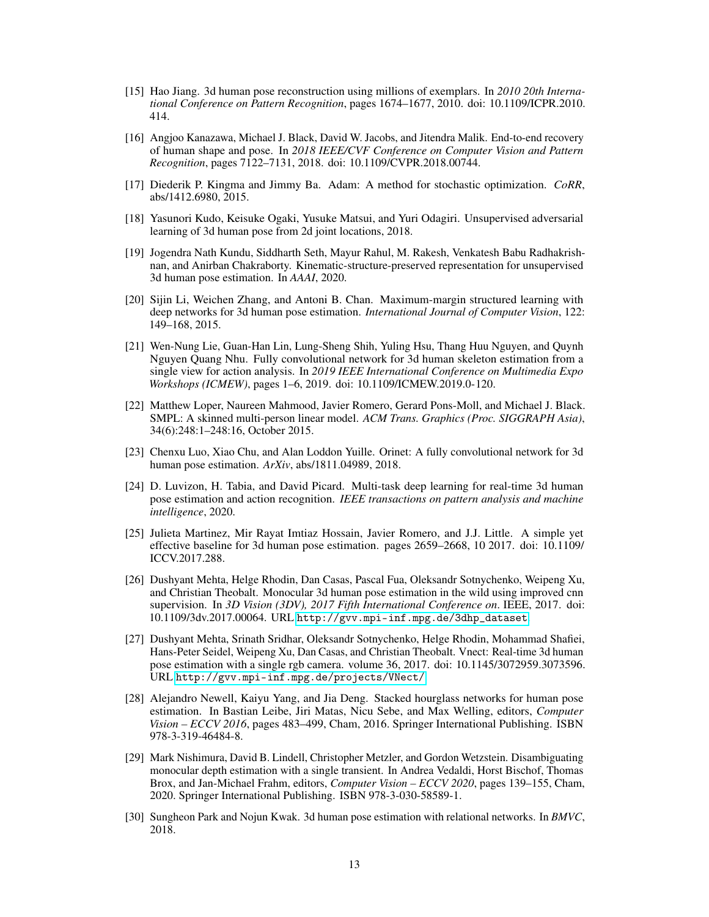[15] Hao Jiang. 3d human pose reconstruction using millions of exemplars. In *2010 20th International Conference on Pattern Recognition*, pages 1674–1677, 2010. doi: 10.1109/ICPR.2010.414.

[16] Angjoo Kanazawa, Michael J. Black, David W. Jacobs, and Jitendra Malik. End-to-end recovery of human shape and pose. In *2018 IEEE/CVF Conference on Computer Vision and Pattern Recognition*, pages 7122–7131, 2018. doi: 10.1109/CVPR.2018.00744.

[17] Diederik P. Kingma and Jimmy Ba. Adam: A method for stochastic optimization. *CoRR*, abs/1412.6980, 2015.

[18] Yasunori Kudo, Keisuke Ogaki, Yusuke Matsui, and Yuri Odagiri. Unsupervised adversarial learning of 3d human pose from 2d joint locations, 2018.

[19] Jogendra Nath Kundu, Siddharth Seth, Mayur Rahul, M. Rakesh, Venkatesh Babu Radhakrishnan, and Anirban Chakraborty. Kinematic-structure-preserved representation for unsupervised 3d human pose estimation. In *AAAI*, 2020.

[20] Sijin Li, Weichen Zhang, and Antoni B. Chan. Maximum-margin structured learning with deep networks for 3d human pose estimation. *International Journal of Computer Vision*, 122: 149–168, 2015.

[21] Wen-Nung Lie, Guan-Han Lin, Lung-Sheng Shih, Yuling Hsu, Thang Huu Nguyen, and Quynh Nguyen Quang Nhu. Fully convolutional network for 3d human skeleton estimation from a single view for action analysis. In *2019 IEEE International Conference on Multimedia Expo Workshops (ICMEW)*, pages 1–6, 2019. doi: 10.1109/ICMEW.2019.0-120.

[22] Matthew Loper, Naureen Mahmood, Javier Romero, Gerard Pons-Moll, and Michael J. Black. SMPL: A skinned multi-person linear model. *ACM Trans. Graphics (Proc. SIGGRAPH Asia)*, 34(6):248:1–248:16, October 2015.

[23] Chenxu Luo, Xiao Chu, and Alan Loddon Yuille. Orinet: A fully convolutional network for 3d human pose estimation. *ArXiv*, abs/1811.04989, 2018.

[24] D. Luvizon, H. Tabia, and David Picard. Multi-task deep learning for real-time 3d human pose estimation and action recognition. *IEEE transactions on pattern analysis and machine intelligence*, 2020.

[25] Julieta Martinez, Mir Rayat Imtiaz Hossain, Javier Romero, and J.J. Little. A simple yet effective baseline for 3d human pose estimation. pages 2659–2668, 10 2017. doi: 10.1109/ICCV.2017.288.

[26] Dushyant Mehta, Helge Rhodin, Dan Casas, Pascal Fua, Oleksandr Sotnychenko, Weipeng Xu, and Christian Theobalt. Monocular 3d human pose estimation in the wild using improved cnn supervision. In *3D Vision (3DV), 2017 Fifth International Conference on*. IEEE, 2017. doi: 10.1109/3dv.2017.00064. URL http://gvv.mpi-inf.mpg.de/3dhp_dataset.

[27] Dushyant Mehta, Srinath Sridhar, Oleksandr Sotnychenko, Helge Rhodin, Mohammad Shafiei, Hans-Peter Seidel, Weipeng Xu, Dan Casas, and Christian Theobalt. Vnect: Real-time 3d human pose estimation with a single rgb camera. volume 36, 2017. doi: 10.1145/3072959.3073596. URL http://gvv.mpi-inf.mpg.de/projects/VNect/.

[28] Alejandro Newell, Kaiyu Yang, and Jia Deng. Stacked hourglass networks for human pose estimation. In Bastian Leibe, Jiri Matas, Nicu Sebe, and Max Welling, editors, *Computer Vision – ECCV 2016*, pages 483–499, Cham, 2016. Springer International Publishing. ISBN 978-3-319-46484-8.

[29] Mark Nishimura, David B. Lindell, Christopher Metzler, and Gordon Wetzstein. Disambiguating monocular depth estimation with a single transient. In Andrea Vedaldi, Horst Bischof, Thomas Brox, and Jan-Michael Frahm, editors, *Computer Vision – ECCV 2020*, pages 139–155, Cham, 2020. Springer International Publishing. ISBN 978-3-030-58589-1.

[30] Sungheon Park and Nojun Kwak. 3d human pose estimation with relational networks. In *BMVC*, 2018.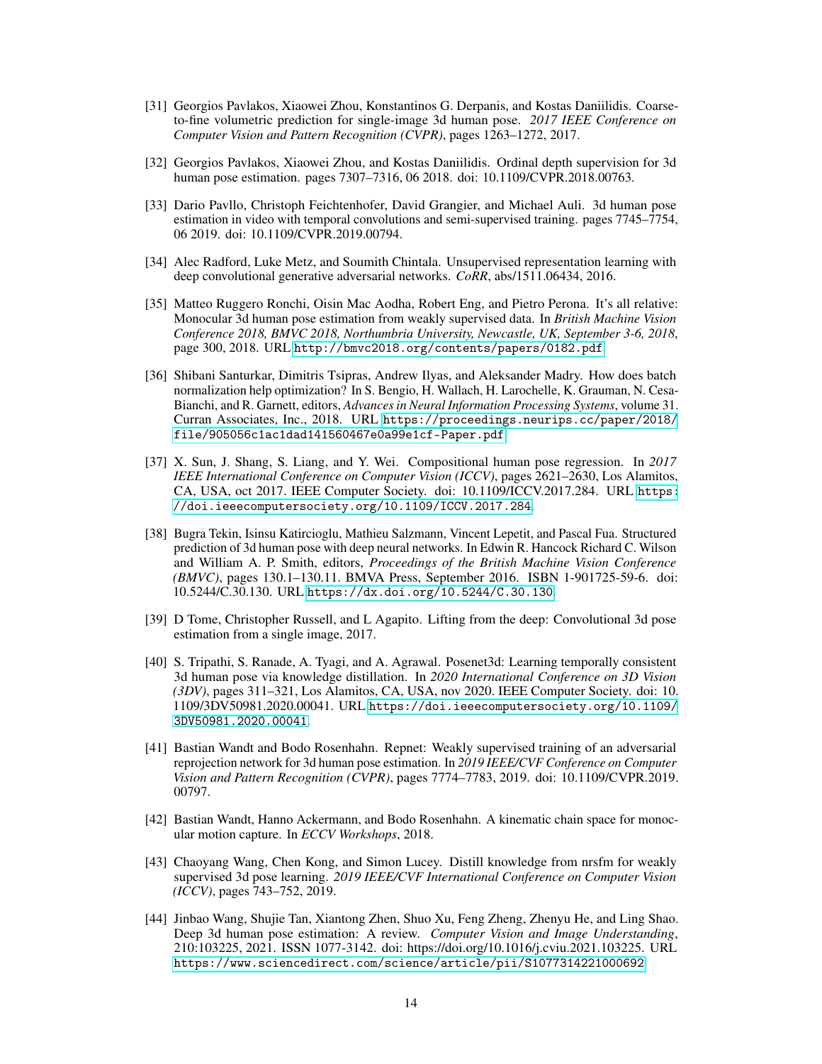[31] Georgios Pavlakos, Xiaowei Zhou, Konstantinos G. Derpanis, and Kostas Daniilidis. Coarse-to-fine volumetric prediction for single-image 3d human pose. *2017 IEEE Conference on Computer Vision and Pattern Recognition (CVPR)*, pages 1263–1272, 2017.

[32] Georgios Pavlakos, Xiaowei Zhou, and Kostas Daniilidis. Ordinal depth supervision for 3d human pose estimation. pages 7307–7316, 06 2018. doi: 10.1109/CVPR.2018.00763.

[33] Dario Pavllo, Christoph Feichtenhofer, David Grangier, and Michael Auli. 3d human pose estimation in video with temporal convolutions and semi-supervised training. pages 7745–7754, 06 2019. doi: 10.1109/CVPR.2019.00794.

[34] Alec Radford, Luke Metz, and Soumith Chintala. Unsupervised representation learning with deep convolutional generative adversarial networks. *CoRR*, abs/1511.06434, 2016.

[35] Matteo Ruggero Ronchi, Oisin Mac Aodha, Robert Eng, and Pietro Perona. It's all relative: Monocular 3d human pose estimation from weakly supervised data. In *British Machine Vision Conference 2018, BMVC 2018, Northumbria University, Newcastle, UK, September 3-6, 2018*, page 300, 2018. URL http://bmvc2018.org/contents/papers/0182.pdf.

[36] Shibani Santurkar, Dimitris Tsipras, Andrew Ilyas, and Aleksander Madry. How does batch normalization help optimization? In S. Bengio, H. Wallach, H. Larochelle, K. Grauman, N. Cesa-Bianchi, and R. Garnett, editors, *Advances in Neural Information Processing Systems*, volume 31. Curran Associates, Inc., 2018. URL https://proceedings.neurips.cc/paper/2018/file/905056c1ac1dad141560467e0a99e1cf-Paper.pdf.

[37] X. Sun, J. Shang, S. Liang, and Y. Wei. Compositional human pose regression. In *2017 IEEE International Conference on Computer Vision (ICCV)*, pages 2621–2630, Los Alamitos, CA, USA, oct 2017. IEEE Computer Society. doi: 10.1109/ICCV.2017.284. URL https://doi.ieeecomputersociety.org/10.1109/ICCV.2017.284.

[38] Bugra Tekin, Isinsu Katircioglu, Mathieu Salzmann, Vincent Lepetit, and Pascal Fua. Structured prediction of 3d human pose with deep neural networks. In Edwin R. Hancock Richard C. Wilson and William A. P. Smith, editors, *Proceedings of the British Machine Vision Conference (BMVC)*, pages 130.1–130.11. BMVA Press, September 2016. ISBN 1-901725-59-6. doi: 10.5244/C.30.130. URL https://dx.doi.org/10.5244/C.30.130.

[39] D Tome, Christopher Russell, and L Agapito. Lifting from the deep: Convolutional 3d pose estimation from a single image, 2017.

[40] S. Tripathi, S. Ranade, A. Tyagi, and A. Agrawal. Posenet3d: Learning temporally consistent 3d human pose via knowledge distillation. In *2020 International Conference on 3D Vision (3DV)*, pages 311–321, Los Alamitos, CA, USA, nov 2020. IEEE Computer Society. doi: 10.1109/3DV50981.2020.00041. URL https://doi.ieeecomputersociety.org/10.1109/3DV50981.2020.00041.

[41] Bastian Wandt and Bodo Rosenhahn. Repnet: Weakly supervised training of an adversarial reprojection network for 3d human pose estimation. In *2019 IEEE/CVF Conference on Computer Vision and Pattern Recognition (CVPR)*, pages 7774–7783, 2019. doi: 10.1109/CVPR.2019.00797.

[42] Bastian Wandt, Hanno Ackermann, and Bodo Rosenhahn. A kinematic chain space for monocular motion capture. In *ECCV Workshops*, 2018.

[43] Chaoyang Wang, Chen Kong, and Simon Lucey. Distill knowledge from nrsfm for weakly supervised 3d pose learning. *2019 IEEE/CVF International Conference on Computer Vision (ICCV)*, pages 743–752, 2019.

[44] Jinbao Wang, Shujie Tan, Xiantong Zhen, Shuo Xu, Feng Zheng, Zhenyu He, and Ling Shao. Deep 3d human pose estimation: A review. *Computer Vision and Image Understanding*, 210:103225, 2021. ISSN 1077-3142. doi: https://doi.org/10.1016/j.cviu.2021.103225. URL https://www.sciencedirect.com/science/article/pii/S1077314221000692.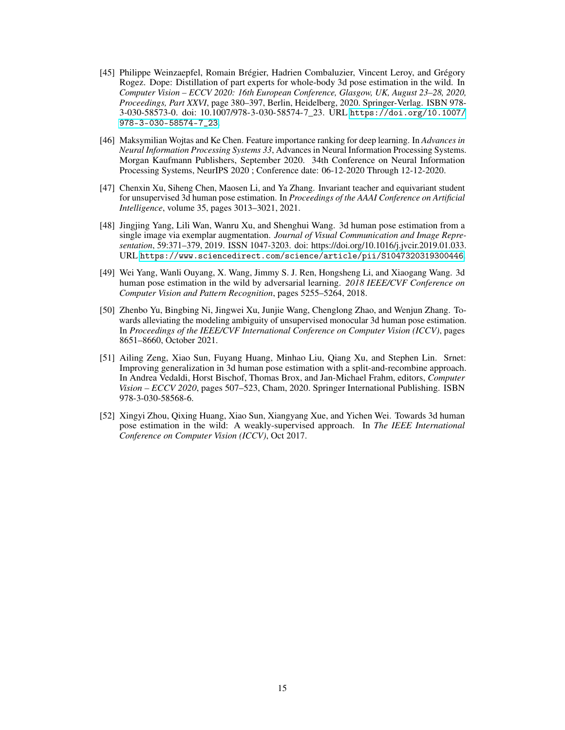[45] Philippe Weinzaepfel, Romain Brégier, Hadrien Combaluzier, Vincent Leroy, and Grégory Rogez. Dope: Distillation of part experts for whole-body 3d pose estimation in the wild. In *Computer Vision – ECCV 2020: 16th European Conference, Glasgow, UK, August 23–28, 2020, Proceedings, Part XXVI*, page 380–397, Berlin, Heidelberg, 2020. Springer-Verlag. ISBN 978-3-030-58573-0. doi: 10.1007/978-3-030-58574-7_23. URL https://doi.org/10.1007/978-3-030-58574-7_23.

[46] Maksymilian Wojtas and Ke Chen. Feature importance ranking for deep learning. In *Advances in Neural Information Processing Systems 33*, Advances in Neural Information Processing Systems. Morgan Kaufmann Publishers, September 2020. 34th Conference on Neural Information Processing Systems, NeurIPS 2020 ; Conference date: 06-12-2020 Through 12-12-2020.

[47] Chenxin Xu, Siheng Chen, Maosen Li, and Ya Zhang. Invariant teacher and equivariant student for unsupervised 3d human pose estimation. In *Proceedings of the AAAI Conference on Artificial Intelligence*, volume 35, pages 3013–3021, 2021.

[48] Jingjing Yang, Lili Wan, Wanru Xu, and Shenghui Wang. 3d human pose estimation from a single image via exemplar augmentation. *Journal of Visual Communication and Image Representation*, 59:371–379, 2019. ISSN 1047-3203. doi: https://doi.org/10.1016/j.jvcir.2019.01.033. URL https://www.sciencedirect.com/science/article/pii/S1047320319300446.

[49] Wei Yang, Wanli Ouyang, X. Wang, Jimmy S. J. Ren, Hongsheng Li, and Xiaogang Wang. 3d human pose estimation in the wild by adversarial learning. *2018 IEEE/CVF Conference on Computer Vision and Pattern Recognition*, pages 5255–5264, 2018.

[50] Zhenbo Yu, Bingbing Ni, Jingwei Xu, Junjie Wang, Chenglong Zhao, and Wenjun Zhang. Towards alleviating the modeling ambiguity of unsupervised monocular 3d human pose estimation. In *Proceedings of the IEEE/CVF International Conference on Computer Vision (ICCV)*, pages 8651–8660, October 2021.

[51] Ailing Zeng, Xiao Sun, Fuyang Huang, Minhao Liu, Qiang Xu, and Stephen Lin. Srnet: Improving generalization in 3d human pose estimation with a split-and-recombine approach. In Andrea Vedaldi, Horst Bischof, Thomas Brox, and Jan-Michael Frahm, editors, *Computer Vision – ECCV 2020*, pages 507–523, Cham, 2020. Springer International Publishing. ISBN 978-3-030-58568-6.

[52] Xingyi Zhou, Qixing Huang, Xiao Sun, Xiangyang Xue, and Yichen Wei. Towards 3d human pose estimation in the wild: A weakly-supervised approach. In *The IEEE International Conference on Computer Vision (ICCV)*, Oct 2017.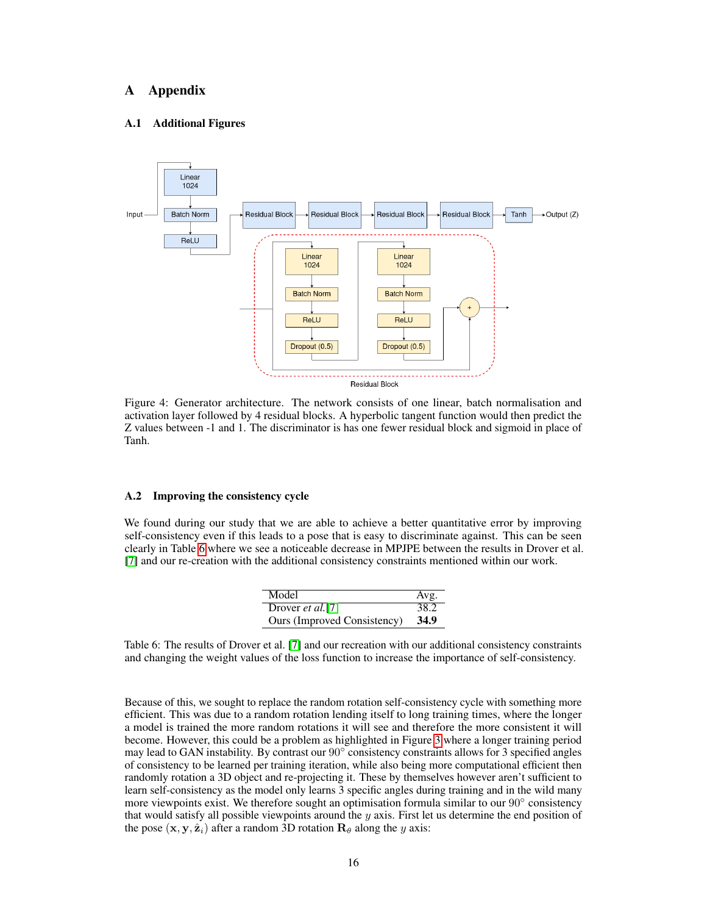# A Appendix

## A.1 Additional Figures

Figure 4: Generator architecture. The network consists of one linear, batch normalisation and activation layer followed by 4 residual blocks. A hyperbolic tangent function would then predict the Z values between -1 and 1. The discriminator is has one fewer residual block and sigmoid in place of Tanh.

## A.2 Improving the consistency cycle

We found during our study that we are able to achieve a better quantitative error by improving self-consistency even if this leads to a pose that is easy to discriminate against. This can be seen clearly in Table 6 where we see a noticeable decrease in MPJPE between the results in Drover et al. [7] and our re-creation with the additional consistency constraints mentioned within our work.

| Model | Avg. |
|---|---|
| Drover *et al.* [7] | 38.2 |
| Ours (Improved Consistency) | **34.9** |

Table 6: The results of Drover et al. [7] and our recreation with our additional consistency constraints and changing the weight values of the loss function to increase the importance of self-consistency.

Because of this, we sought to replace the random rotation self-consistency cycle with something more efficient. This was due to a random rotation lending itself to long training times, where the longer a model is trained the more random rotations it will see and therefore the more consistent it will become. However, this could be a problem as highlighted in Figure 3 where a longer training period may lead to GAN instability. By contrast our $90^\circ$ consistency constraints allows for 3 specified angles of consistency to be learned per training iteration, while also being more computational efficient then randomly rotation a 3D object and re-projecting it. These by themselves however aren't sufficient to learn self-consistency as the model only learns 3 specific angles during training and in the wild many more viewpoints exist. We therefore sought an optimisation formula similar to our $90^\circ$ consistency that would satisfy all possible viewpoints around the $y$ axis. First let us determine the end position of the pose $(\mathbf{x}, \mathbf{y}, \hat{\mathbf{z}}_i)$ after a random 3D rotation $\mathbf{R}_\theta$ along the $y$ axis: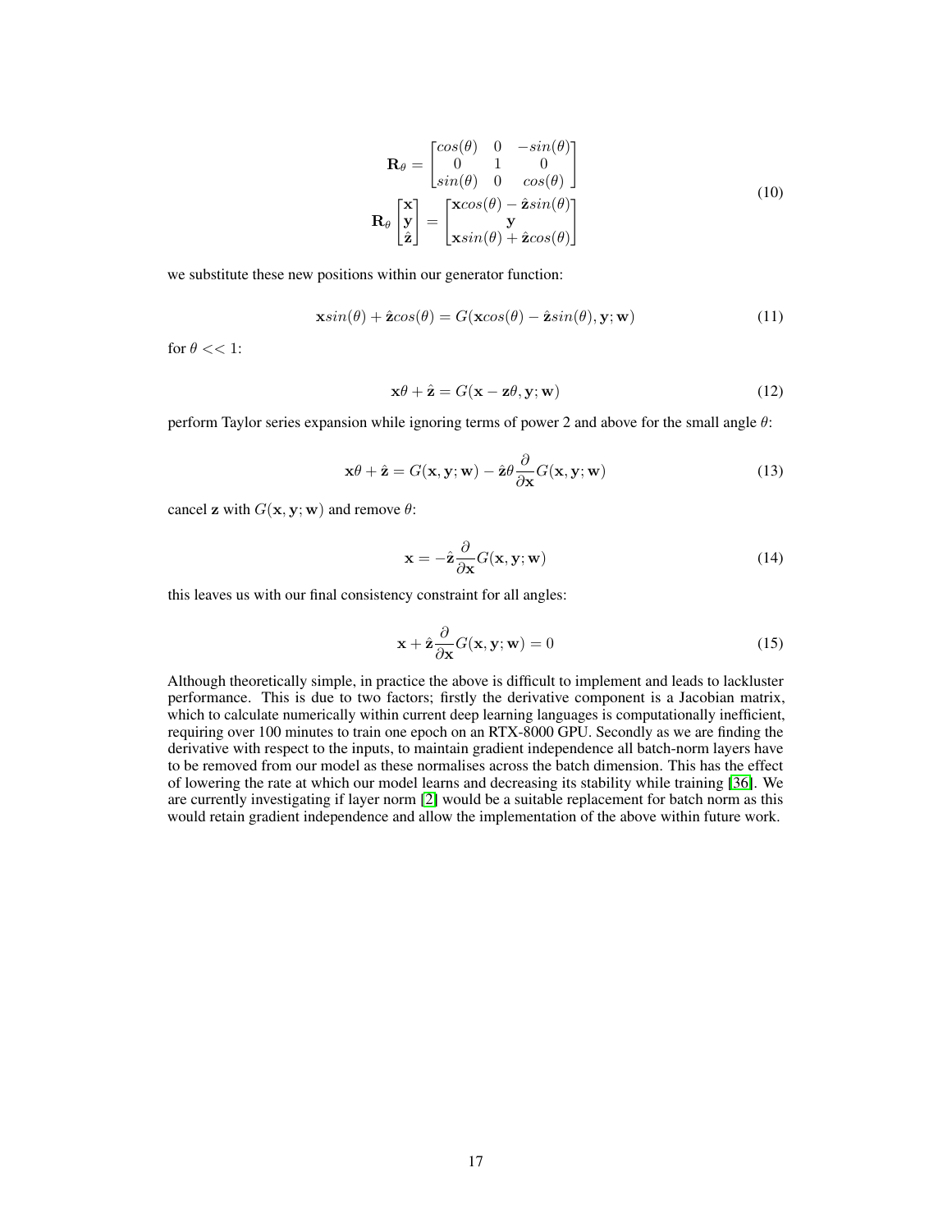$$
\mathbf{R}_\theta = \begin{bmatrix} cos(\theta) & 0 & -sin(\theta) \\ 0 & 1 & 0 \\ sin(\theta) & 0 & cos(\theta) \end{bmatrix}
$$
$$
\mathbf{R}_\theta \begin{bmatrix} \mathbf{x} \\ \mathbf{y} \\ \hat{\mathbf{z}} \end{bmatrix} = \begin{bmatrix} \mathbf{x}cos(\theta) - \hat{\mathbf{z}}sin(\theta) \\ \mathbf{y} \\ \mathbf{x}sin(\theta) + \hat{\mathbf{z}}cos(\theta) \end{bmatrix} \tag{10}
$$

we substitute these new positions within our generator function:

$$
\mathbf{x}sin(\theta) + \hat{\mathbf{z}}cos(\theta) = G(\mathbf{x}cos(\theta) - \hat{\mathbf{z}}sin(\theta), \mathbf{y}; \mathbf{w}) \tag{11}
$$

for $\theta << 1$:

$$
\mathbf{x}\theta + \hat{\mathbf{z}} = G(\mathbf{x} - \mathbf{z}\theta, \mathbf{y}; \mathbf{w}) \tag{12}
$$

perform Taylor series expansion while ignoring terms of power 2 and above for the small angle $\theta$:

$$
\mathbf{x}\theta + \hat{\mathbf{z}} = G(\mathbf{x}, \mathbf{y}; \mathbf{w}) - \hat{\mathbf{z}}\theta \frac{\partial}{\partial \mathbf{x}} G(\mathbf{x}, \mathbf{y}; \mathbf{w}) \tag{13}
$$

cancel $\mathbf{z}$ with $G(\mathbf{x}, \mathbf{y}; \mathbf{w})$ and remove $\theta$:

$$
\mathbf{x} = -\hat{\mathbf{z}} \frac{\partial}{\partial \mathbf{x}} G(\mathbf{x}, \mathbf{y}; \mathbf{w}) \tag{14}
$$

this leaves us with our final consistency constraint for all angles:

$$
\mathbf{x} + \hat{\mathbf{z}} \frac{\partial}{\partial \mathbf{x}} G(\mathbf{x}, \mathbf{y}; \mathbf{w}) = 0 \tag{15}
$$

Although theoretically simple, in practice the above is difficult to implement and leads to lackluster performance. This is due to two factors; firstly the derivative component is a Jacobian matrix, which to calculate numerically within current deep learning languages is computationally inefficient, requiring over 100 minutes to train one epoch on an RTX-8000 GPU. Secondly as we are finding the derivative with respect to the inputs, to maintain gradient independence all batch-norm layers have to be removed from our model as these normalises across the batch dimension. This has the effect of lowering the rate at which our model learns and decreasing its stability while training [36]. We are currently investigating if layer norm [2] would be a suitable replacement for batch norm as this would retain gradient independence and allow the implementation of the above within future work.